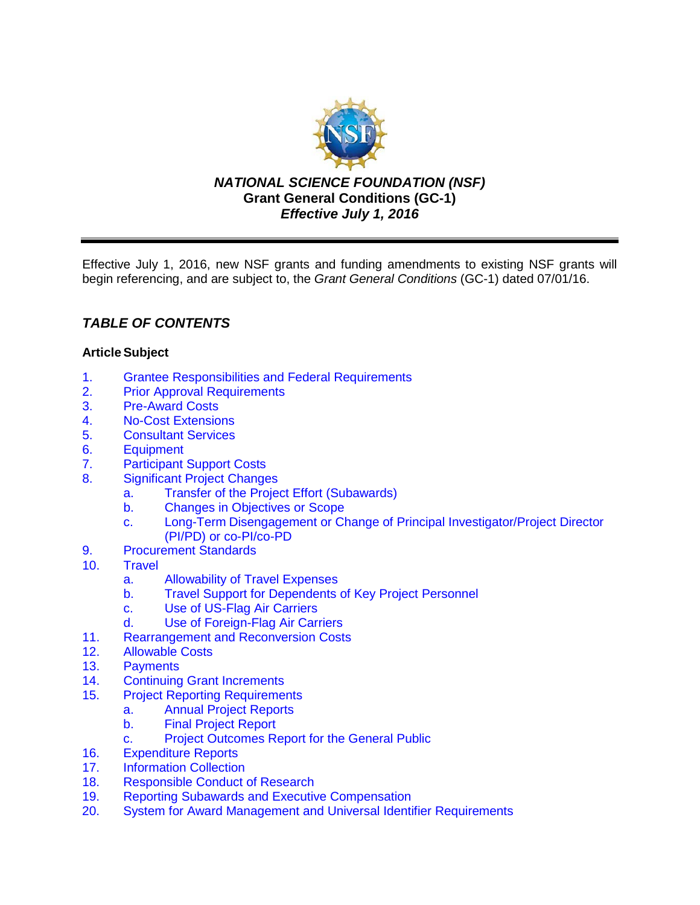***NATIONAL SCIENCE FOUNDATION (NSF)***
**Grant General Conditions (GC-1)**
***Effective July 1, 2016***

---

Effective July 1, 2016, new NSF grants and funding amendments to existing NSF grants will begin referencing, and are subject to, the *Grant General Conditions* (GC-1) dated 07/01/16.

## *TABLE OF CONTENTS*

**Article Subject**

1. Grantee Responsibilities and Federal Requirements
2. Prior Approval Requirements
3. Pre-Award Costs
4. No-Cost Extensions
5. Consultant Services
6. Equipment
7. Participant Support Costs
8. Significant Project Changes
   a. Transfer of the Project Effort (Subawards)
   b. Changes in Objectives or Scope
   c. Long-Term Disengagement or Change of Principal Investigator/Project Director (PI/PD) or co-PI/co-PD
9. Procurement Standards
10. Travel
    a. Allowability of Travel Expenses
    b. Travel Support for Dependents of Key Project Personnel
    c. Use of US-Flag Air Carriers
    d. Use of Foreign-Flag Air Carriers
11. Rearrangement and Reconversion Costs
12. Allowable Costs
13. Payments
14. Continuing Grant Increments
15. Project Reporting Requirements
    a. Annual Project Reports
    b. Final Project Report
    c. Project Outcomes Report for the General Public
16. Expenditure Reports
17. Information Collection
18. Responsible Conduct of Research
19. Reporting Subawards and Executive Compensation
20. System for Award Management and Universal Identifier Requirements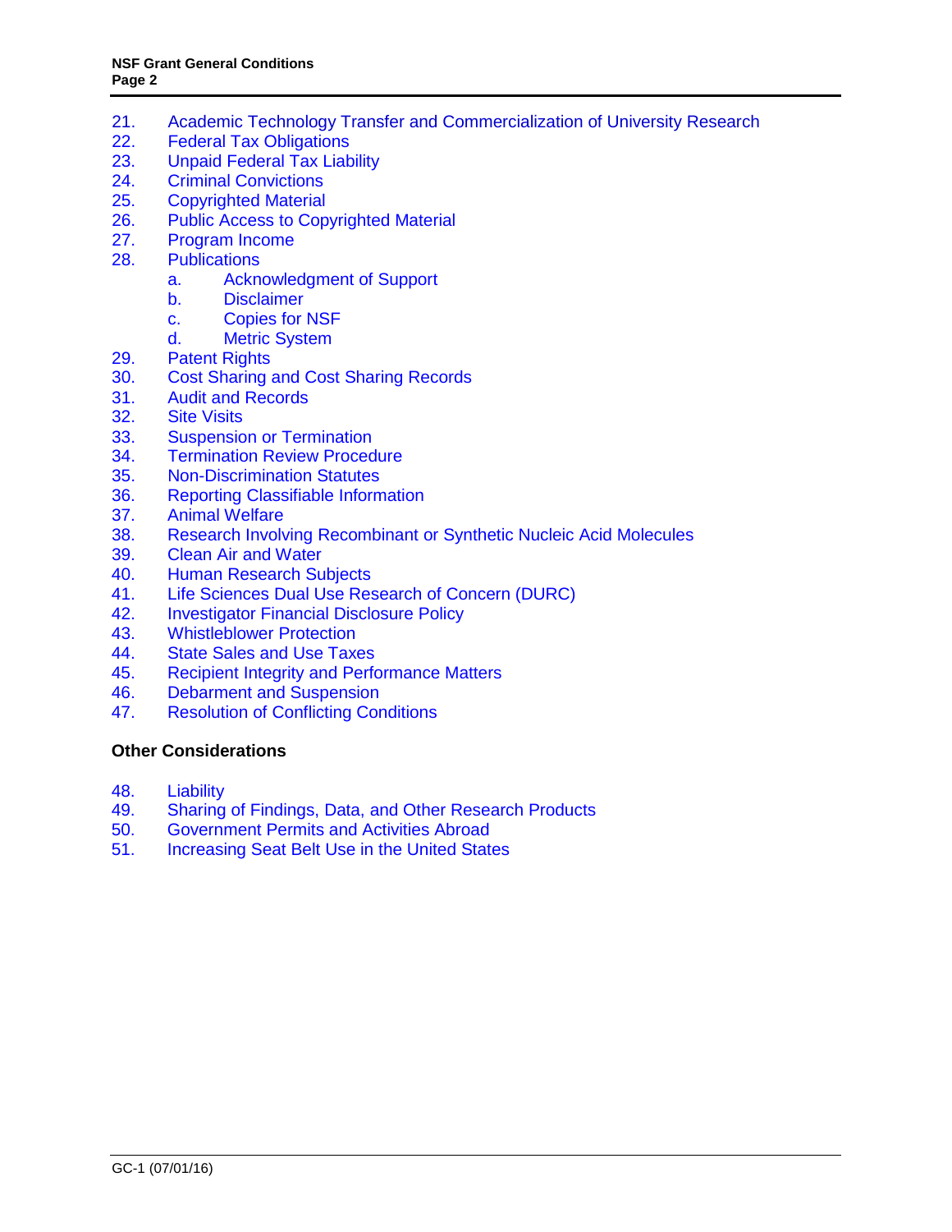21. Academic Technology Transfer and Commercialization of University Research
22. Federal Tax Obligations
23. Unpaid Federal Tax Liability
24. Criminal Convictions
25. Copyrighted Material
26. Public Access to Copyrighted Material
27. Program Income
28. Publications
    a. Acknowledgment of Support
    b. Disclaimer
    c. Copies for NSF
    d. Metric System
29. Patent Rights
30. Cost Sharing and Cost Sharing Records
31. Audit and Records
32. Site Visits
33. Suspension or Termination
34. Termination Review Procedure
35. Non-Discrimination Statutes
36. Reporting Classifiable Information
37. Animal Welfare
38. Research Involving Recombinant or Synthetic Nucleic Acid Molecules
39. Clean Air and Water
40. Human Research Subjects
41. Life Sciences Dual Use Research of Concern (DURC)
42. Investigator Financial Disclosure Policy
43. Whistleblower Protection
44. State Sales and Use Taxes
45. Recipient Integrity and Performance Matters
46. Debarment and Suspension
47. Resolution of Conflicting Conditions

**Other Considerations**

48. Liability
49. Sharing of Findings, Data, and Other Research Products
50. Government Permits and Activities Abroad
51. Increasing Seat Belt Use in the United States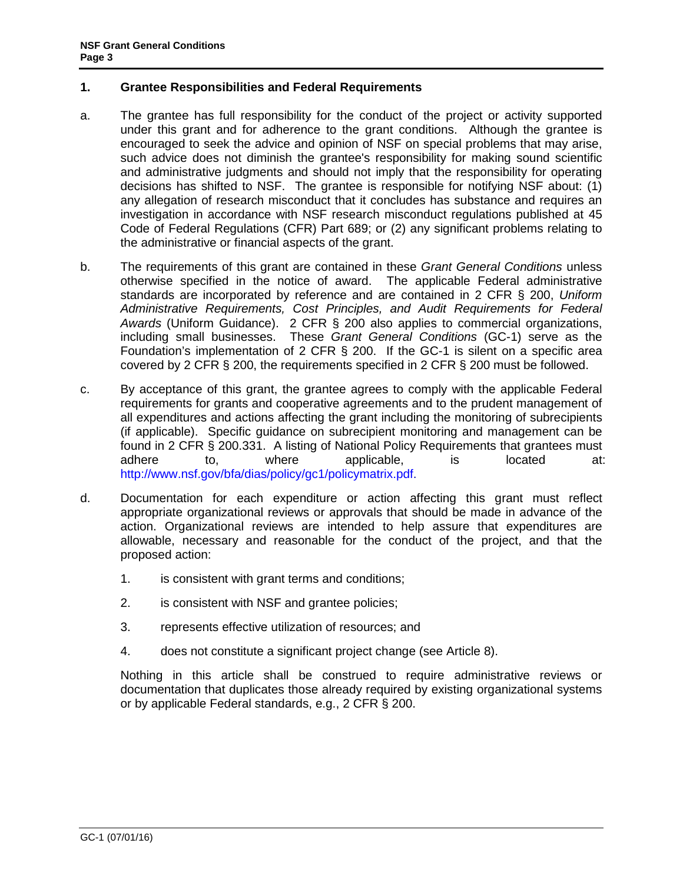## 1. Grantee Responsibilities and Federal Requirements

a. The grantee has full responsibility for the conduct of the project or activity supported under this grant and for adherence to the grant conditions. Although the grantee is encouraged to seek the advice and opinion of NSF on special problems that may arise, such advice does not diminish the grantee's responsibility for making sound scientific and administrative judgments and should not imply that the responsibility for operating decisions has shifted to NSF. The grantee is responsible for notifying NSF about: (1) any allegation of research misconduct that it concludes has substance and requires an investigation in accordance with NSF research misconduct regulations published at 45 Code of Federal Regulations (CFR) Part 689; or (2) any significant problems relating to the administrative or financial aspects of the grant.

b. The requirements of this grant are contained in these *Grant General Conditions* unless otherwise specified in the notice of award. The applicable Federal administrative standards are incorporated by reference and are contained in 2 CFR § 200, *Uniform Administrative Requirements, Cost Principles, and Audit Requirements for Federal Awards* (Uniform Guidance). 2 CFR § 200 also applies to commercial organizations, including small businesses. These *Grant General Conditions* (GC-1) serve as the Foundation's implementation of 2 CFR § 200. If the GC-1 is silent on a specific area covered by 2 CFR § 200, the requirements specified in 2 CFR § 200 must be followed.

c. By acceptance of this grant, the grantee agrees to comply with the applicable Federal requirements for grants and cooperative agreements and to the prudent management of all expenditures and actions affecting the grant including the monitoring of subrecipients (if applicable). Specific guidance on subrecipient monitoring and management can be found in 2 CFR § 200.331. A listing of National Policy Requirements that grantees must adhere to, where applicable, is located at: http://www.nsf.gov/bfa/dias/policy/gc1/policymatrix.pdf.

d. Documentation for each expenditure or action affecting this grant must reflect appropriate organizational reviews or approvals that should be made in advance of the action. Organizational reviews are intended to help assure that expenditures are allowable, necessary and reasonable for the conduct of the project, and that the proposed action:

   1. is consistent with grant terms and conditions;
   2. is consistent with NSF and grantee policies;
   3. represents effective utilization of resources; and
   4. does not constitute a significant project change (see Article 8).

   Nothing in this article shall be construed to require administrative reviews or documentation that duplicates those already required by existing organizational systems or by applicable Federal standards, e.g., 2 CFR § 200.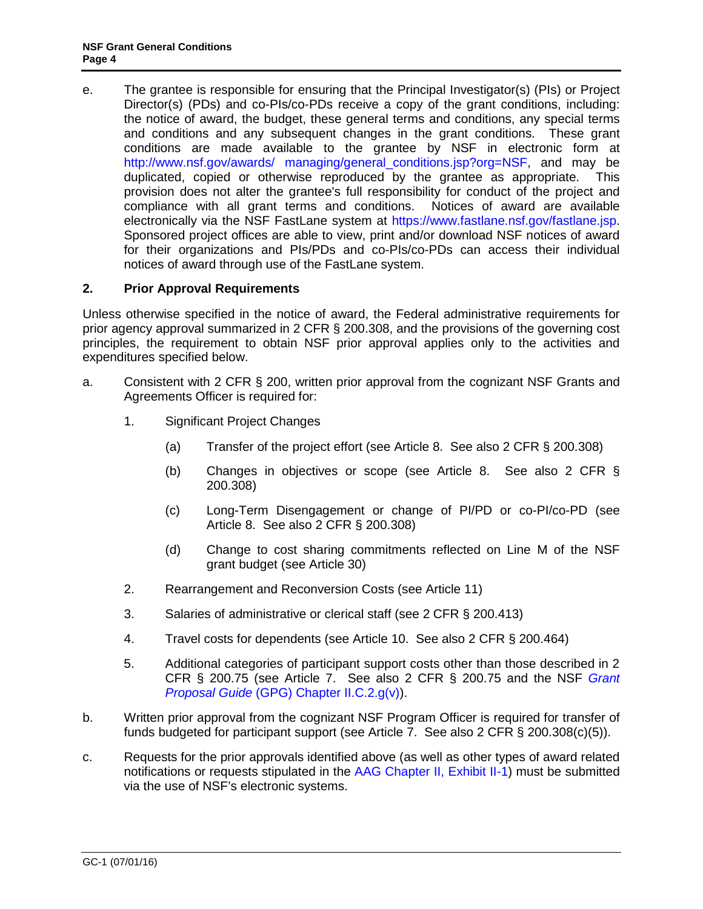e. The grantee is responsible for ensuring that the Principal Investigator(s) (PIs) or Project Director(s) (PDs) and co-PIs/co-PDs receive a copy of the grant conditions, including: the notice of award, the budget, these general terms and conditions, any special terms and conditions and any subsequent changes in the grant conditions. These grant conditions are made available to the grantee by NSF in electronic form at http://www.nsf.gov/awards/ managing/general_conditions.jsp?org=NSF, and may be duplicated, copied or otherwise reproduced by the grantee as appropriate. This provision does not alter the grantee's full responsibility for conduct of the project and compliance with all grant terms and conditions. Notices of award are available electronically via the NSF FastLane system at https://www.fastlane.nsf.gov/fastlane.jsp. Sponsored project offices are able to view, print and/or download NSF notices of award for their organizations and PIs/PDs and co-PIs/co-PDs can access their individual notices of award through use of the FastLane system.

## 2. Prior Approval Requirements

Unless otherwise specified in the notice of award, the Federal administrative requirements for prior agency approval summarized in 2 CFR § 200.308, and the provisions of the governing cost principles, the requirement to obtain NSF prior approval applies only to the activities and expenditures specified below.

a. Consistent with 2 CFR § 200, written prior approval from the cognizant NSF Grants and Agreements Officer is required for:

   1. Significant Project Changes

      (a) Transfer of the project effort (see Article 8. See also 2 CFR § 200.308)

      (b) Changes in objectives or scope (see Article 8. See also 2 CFR § 200.308)

      (c) Long-Term Disengagement or change of PI/PD or co-PI/co-PD (see Article 8. See also 2 CFR § 200.308)

      (d) Change to cost sharing commitments reflected on Line M of the NSF grant budget (see Article 30)

   2. Rearrangement and Reconversion Costs (see Article 11)

   3. Salaries of administrative or clerical staff (see 2 CFR § 200.413)

   4. Travel costs for dependents (see Article 10. See also 2 CFR § 200.464)

   5. Additional categories of participant support costs other than those described in 2 CFR § 200.75 (see Article 7. See also 2 CFR § 200.75 and the NSF *Grant Proposal Guide* (GPG) Chapter II.C.2.g(v)).

b. Written prior approval from the cognizant NSF Program Officer is required for transfer of funds budgeted for participant support (see Article 7. See also 2 CFR § 200.308(c)(5)).

c. Requests for the prior approvals identified above (as well as other types of award related notifications or requests stipulated in the AAG Chapter II, Exhibit II-1) must be submitted via the use of NSF's electronic systems.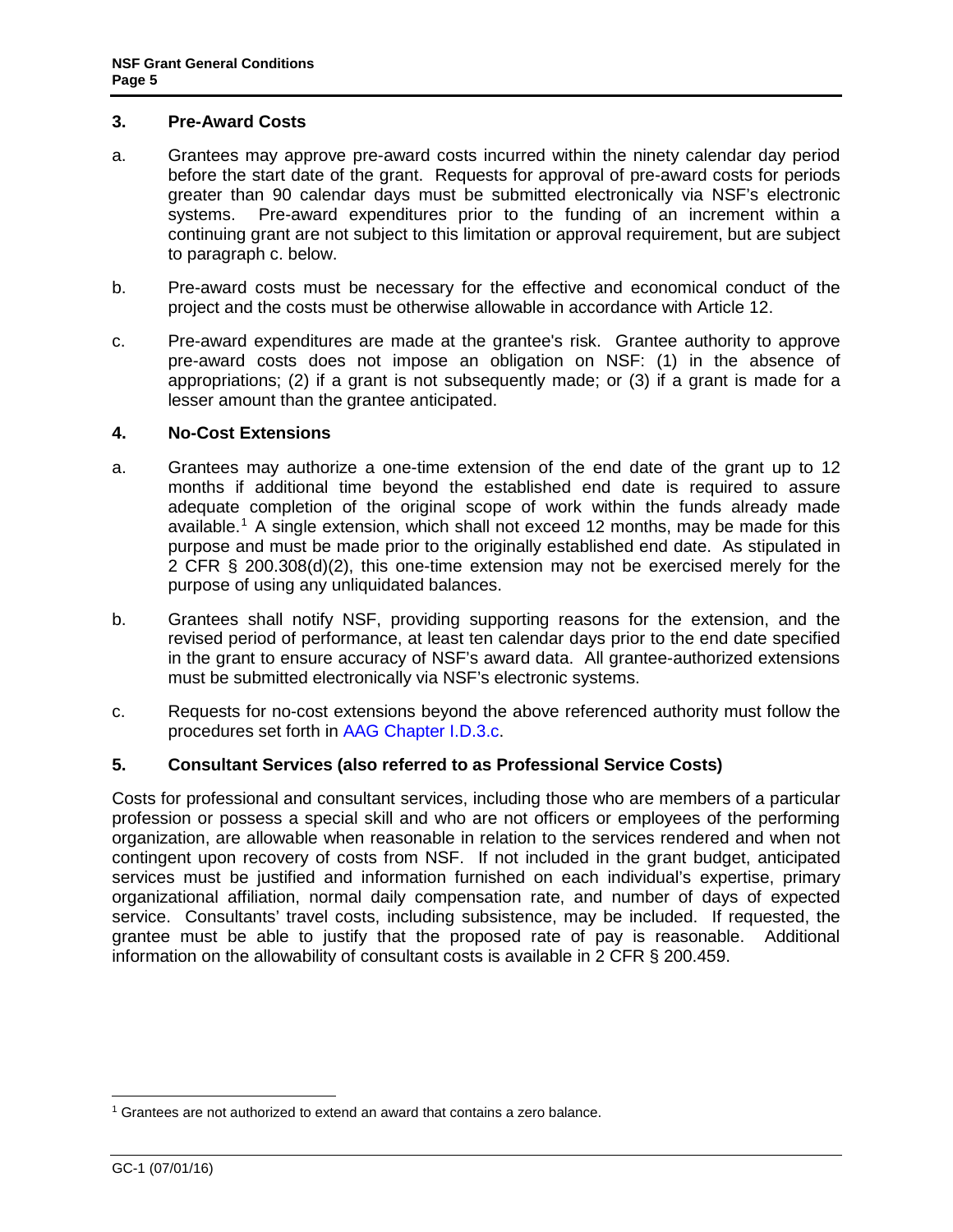## 3. Pre-Award Costs

a. Grantees may approve pre-award costs incurred within the ninety calendar day period before the start date of the grant. Requests for approval of pre-award costs for periods greater than 90 calendar days must be submitted electronically via NSF's electronic systems. Pre-award expenditures prior to the funding of an increment within a continuing grant are not subject to this limitation or approval requirement, but are subject to paragraph c. below.

b. Pre-award costs must be necessary for the effective and economical conduct of the project and the costs must be otherwise allowable in accordance with Article 12.

c. Pre-award expenditures are made at the grantee's risk. Grantee authority to approve pre-award costs does not impose an obligation on NSF: (1) in the absence of appropriations; (2) if a grant is not subsequently made; or (3) if a grant is made for a lesser amount than the grantee anticipated.

## 4. No-Cost Extensions

a. Grantees may authorize a one-time extension of the end date of the grant up to 12 months if additional time beyond the established end date is required to assure adequate completion of the original scope of work within the funds already made available.[1] A single extension, which shall not exceed 12 months, may be made for this purpose and must be made prior to the originally established end date. As stipulated in 2 CFR § 200.308(d)(2), this one-time extension may not be exercised merely for the purpose of using any unliquidated balances.

b. Grantees shall notify NSF, providing supporting reasons for the extension, and the revised period of performance, at least ten calendar days prior to the end date specified in the grant to ensure accuracy of NSF's award data. All grantee-authorized extensions must be submitted electronically via NSF's electronic systems.

c. Requests for no-cost extensions beyond the above referenced authority must follow the procedures set forth in AAG Chapter I.D.3.c.

## 5. Consultant Services (also referred to as Professional Service Costs)

Costs for professional and consultant services, including those who are members of a particular profession or possess a special skill and who are not officers or employees of the performing organization, are allowable when reasonable in relation to the services rendered and when not contingent upon recovery of costs from NSF. If not included in the grant budget, anticipated services must be justified and information furnished on each individual's expertise, primary organizational affiliation, normal daily compensation rate, and number of days of expected service. Consultants' travel costs, including subsistence, may be included. If requested, the grantee must be able to justify that the proposed rate of pay is reasonable. Additional information on the allowability of consultant costs is available in 2 CFR § 200.459.

---

[1] Grantees are not authorized to extend an award that contains a zero balance.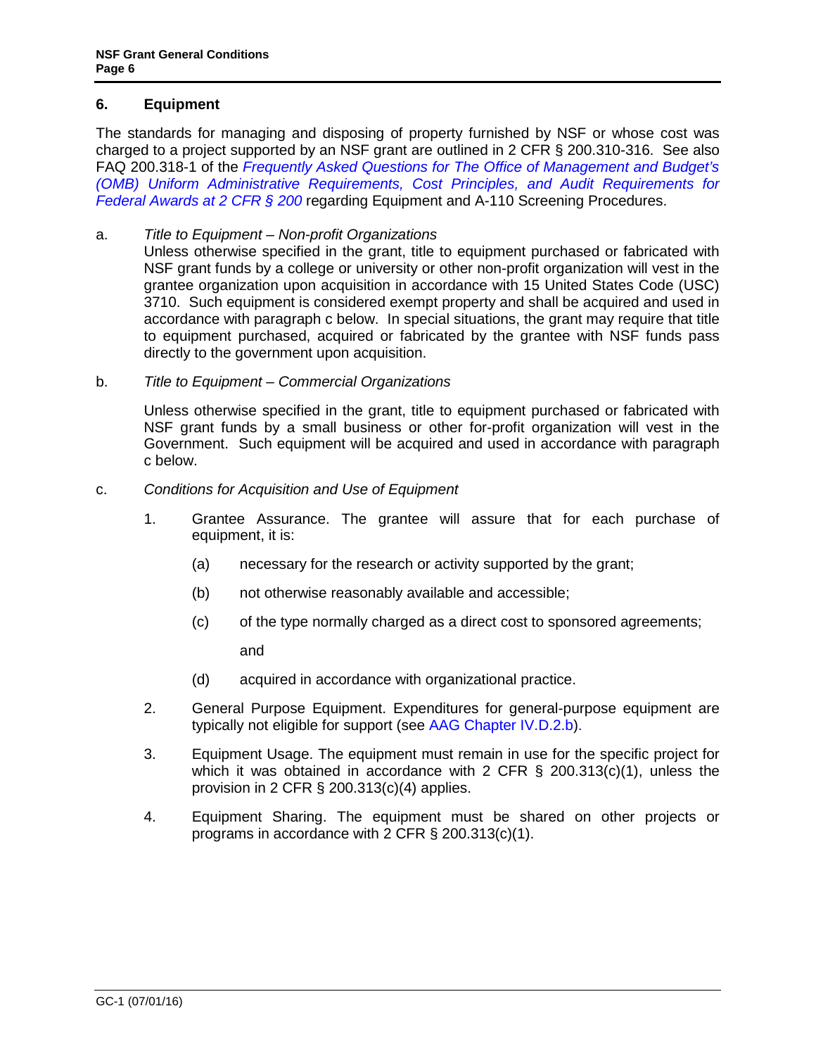## 6. Equipment

The standards for managing and disposing of property furnished by NSF or whose cost was charged to a project supported by an NSF grant are outlined in 2 CFR § 200.310-316. See also FAQ 200.318-1 of the *Frequently Asked Questions for The Office of Management and Budget's (OMB) Uniform Administrative Requirements, Cost Principles, and Audit Requirements for Federal Awards at 2 CFR § 200* regarding Equipment and A-110 Screening Procedures.

a. *Title to Equipment – Non-profit Organizations*

Unless otherwise specified in the grant, title to equipment purchased or fabricated with NSF grant funds by a college or university or other non-profit organization will vest in the grantee organization upon acquisition in accordance with 15 United States Code (USC) 3710. Such equipment is considered exempt property and shall be acquired and used in accordance with paragraph c below. In special situations, the grant may require that title to equipment purchased, acquired or fabricated by the grantee with NSF funds pass directly to the government upon acquisition.

b. *Title to Equipment – Commercial Organizations*

Unless otherwise specified in the grant, title to equipment purchased or fabricated with NSF grant funds by a small business or other for-profit organization will vest in the Government. Such equipment will be acquired and used in accordance with paragraph c below.

c. *Conditions for Acquisition and Use of Equipment*

1. Grantee Assurance. The grantee will assure that for each purchase of equipment, it is:

   (a) necessary for the research or activity supported by the grant;

   (b) not otherwise reasonably available and accessible;

   (c) of the type normally charged as a direct cost to sponsored agreements; and

   (d) acquired in accordance with organizational practice.

2. General Purpose Equipment. Expenditures for general-purpose equipment are typically not eligible for support (see AAG Chapter IV.D.2.b).

3. Equipment Usage. The equipment must remain in use for the specific project for which it was obtained in accordance with 2 CFR § 200.313(c)(1), unless the provision in 2 CFR § 200.313(c)(4) applies.

4. Equipment Sharing. The equipment must be shared on other projects or programs in accordance with 2 CFR § 200.313(c)(1).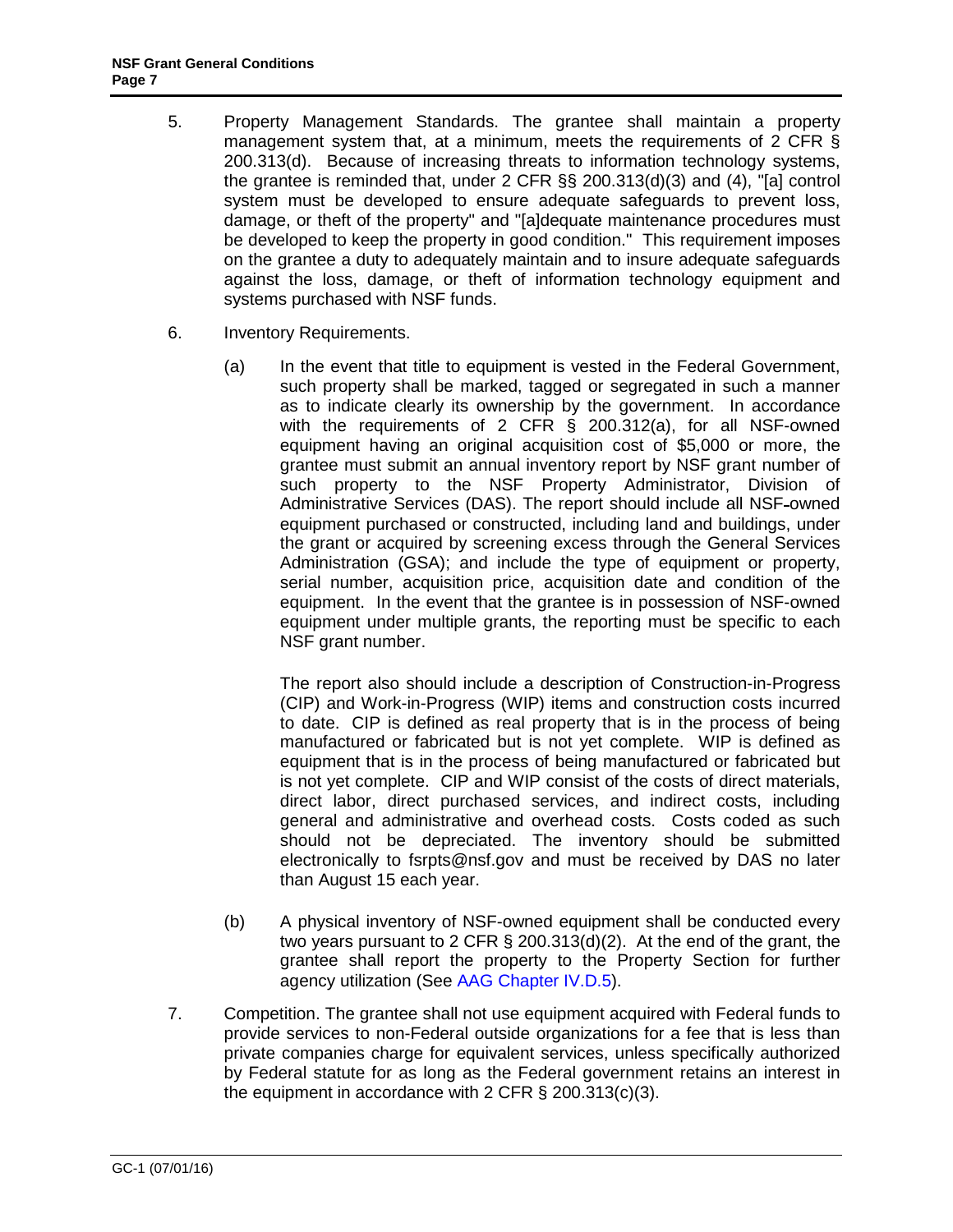5. Property Management Standards. The grantee shall maintain a property management system that, at a minimum, meets the requirements of 2 CFR § 200.313(d). Because of increasing threats to information technology systems, the grantee is reminded that, under 2 CFR §§ 200.313(d)(3) and (4), "[a] control system must be developed to ensure adequate safeguards to prevent loss, damage, or theft of the property" and "[a]dequate maintenance procedures must be developed to keep the property in good condition." This requirement imposes on the grantee a duty to adequately maintain and to insure adequate safeguards against the loss, damage, or theft of information technology equipment and systems purchased with NSF funds.

6. Inventory Requirements.

   (a) In the event that title to equipment is vested in the Federal Government, such property shall be marked, tagged or segregated in such a manner as to indicate clearly its ownership by the government. In accordance with the requirements of 2 CFR § 200.312(a), for all NSF-owned equipment having an original acquisition cost of $5,000 or more, the grantee must submit an annual inventory report by NSF grant number of such property to the NSF Property Administrator, Division of Administrative Services (DAS). The report should include all NSF-owned equipment purchased or constructed, including land and buildings, under the grant or acquired by screening excess through the General Services Administration (GSA); and include the type of equipment or property, serial number, acquisition price, acquisition date and condition of the equipment. In the event that the grantee is in possession of NSF-owned equipment under multiple grants, the reporting must be specific to each NSF grant number.

   The report also should include a description of Construction-in-Progress (CIP) and Work-in-Progress (WIP) items and construction costs incurred to date. CIP is defined as real property that is in the process of being manufactured or fabricated but is not yet complete. WIP is defined as equipment that is in the process of being manufactured or fabricated but is not yet complete. CIP and WIP consist of the costs of direct materials, direct labor, direct purchased services, and indirect costs, including general and administrative and overhead costs. Costs coded as such should not be depreciated. The inventory should be submitted electronically to fsrpts@nsf.gov and must be received by DAS no later than August 15 each year.

   (b) A physical inventory of NSF-owned equipment shall be conducted every two years pursuant to 2 CFR § 200.313(d)(2). At the end of the grant, the grantee shall report the property to the Property Section for further agency utilization (See AAG Chapter IV.D.5).

7. Competition. The grantee shall not use equipment acquired with Federal funds to provide services to non-Federal outside organizations for a fee that is less than private companies charge for equivalent services, unless specifically authorized by Federal statute for as long as the Federal government retains an interest in the equipment in accordance with 2 CFR § 200.313(c)(3).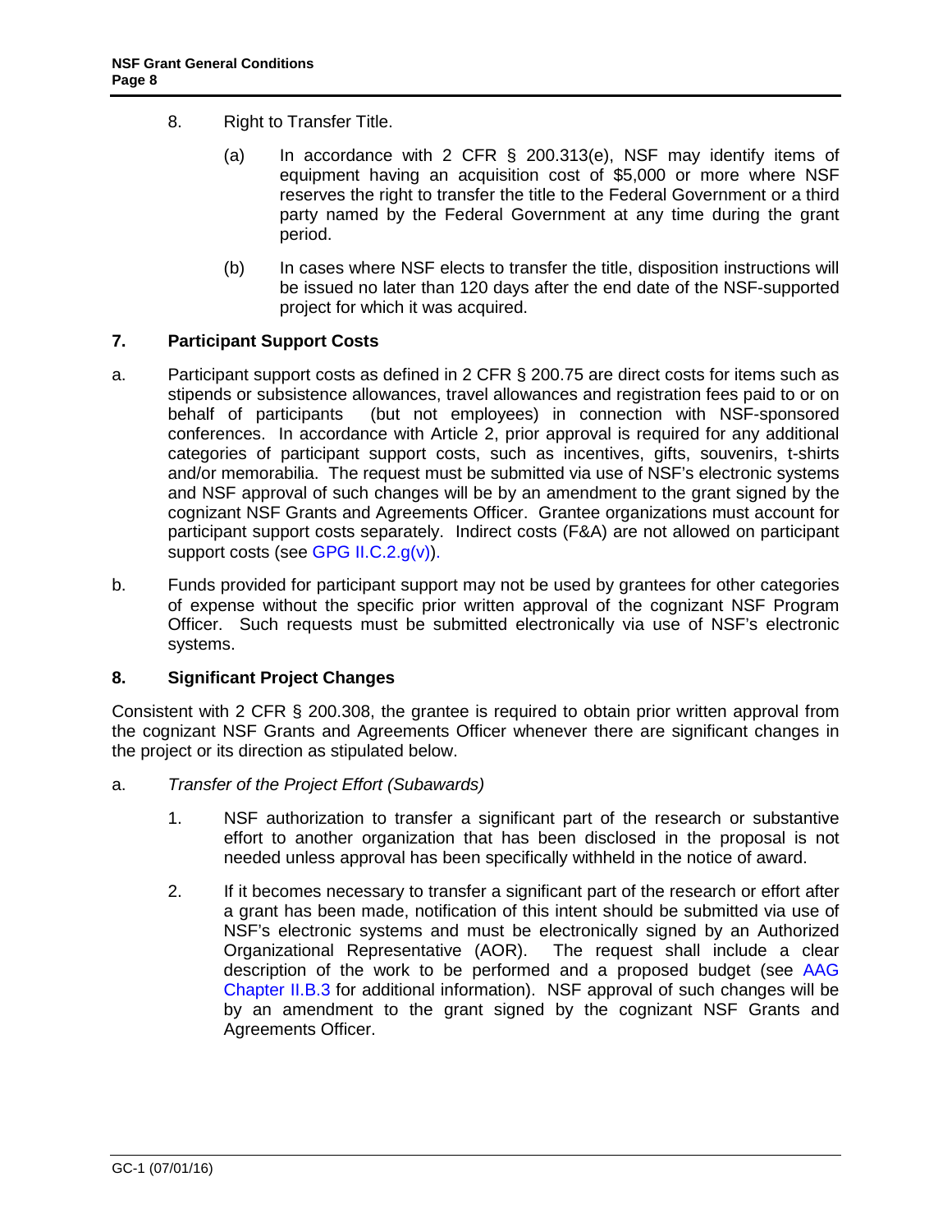8. Right to Transfer Title.

   (a) In accordance with 2 CFR § 200.313(e), NSF may identify items of equipment having an acquisition cost of $5,000 or more where NSF reserves the right to transfer the title to the Federal Government or a third party named by the Federal Government at any time during the grant period.

   (b) In cases where NSF elects to transfer the title, disposition instructions will be issued no later than 120 days after the end date of the NSF-supported project for which it was acquired.

### 7. Participant Support Costs

a. Participant support costs as defined in 2 CFR § 200.75 are direct costs for items such as stipends or subsistence allowances, travel allowances and registration fees paid to or on behalf of participants (but not employees) in connection with NSF-sponsored conferences. In accordance with Article 2, prior approval is required for any additional categories of participant support costs, such as incentives, gifts, souvenirs, t-shirts and/or memorabilia. The request must be submitted via use of NSF's electronic systems and NSF approval of such changes will be by an amendment to the grant signed by the cognizant NSF Grants and Agreements Officer. Grantee organizations must account for participant support costs separately. Indirect costs (F&A) are not allowed on participant support costs (see GPG II.C.2.g(v)).

b. Funds provided for participant support may not be used by grantees for other categories of expense without the specific prior written approval of the cognizant NSF Program Officer. Such requests must be submitted electronically via use of NSF's electronic systems.

### 8. Significant Project Changes

Consistent with 2 CFR § 200.308, the grantee is required to obtain prior written approval from the cognizant NSF Grants and Agreements Officer whenever there are significant changes in the project or its direction as stipulated below.

a. *Transfer of the Project Effort (Subawards)*

   1. NSF authorization to transfer a significant part of the research or substantive effort to another organization that has been disclosed in the proposal is not needed unless approval has been specifically withheld in the notice of award.

   2. If it becomes necessary to transfer a significant part of the research or effort after a grant has been made, notification of this intent should be submitted via use of NSF's electronic systems and must be electronically signed by an Authorized Organizational Representative (AOR). The request shall include a clear description of the work to be performed and a proposed budget (see AAG Chapter II.B.3 for additional information). NSF approval of such changes will be by an amendment to the grant signed by the cognizant NSF Grants and Agreements Officer.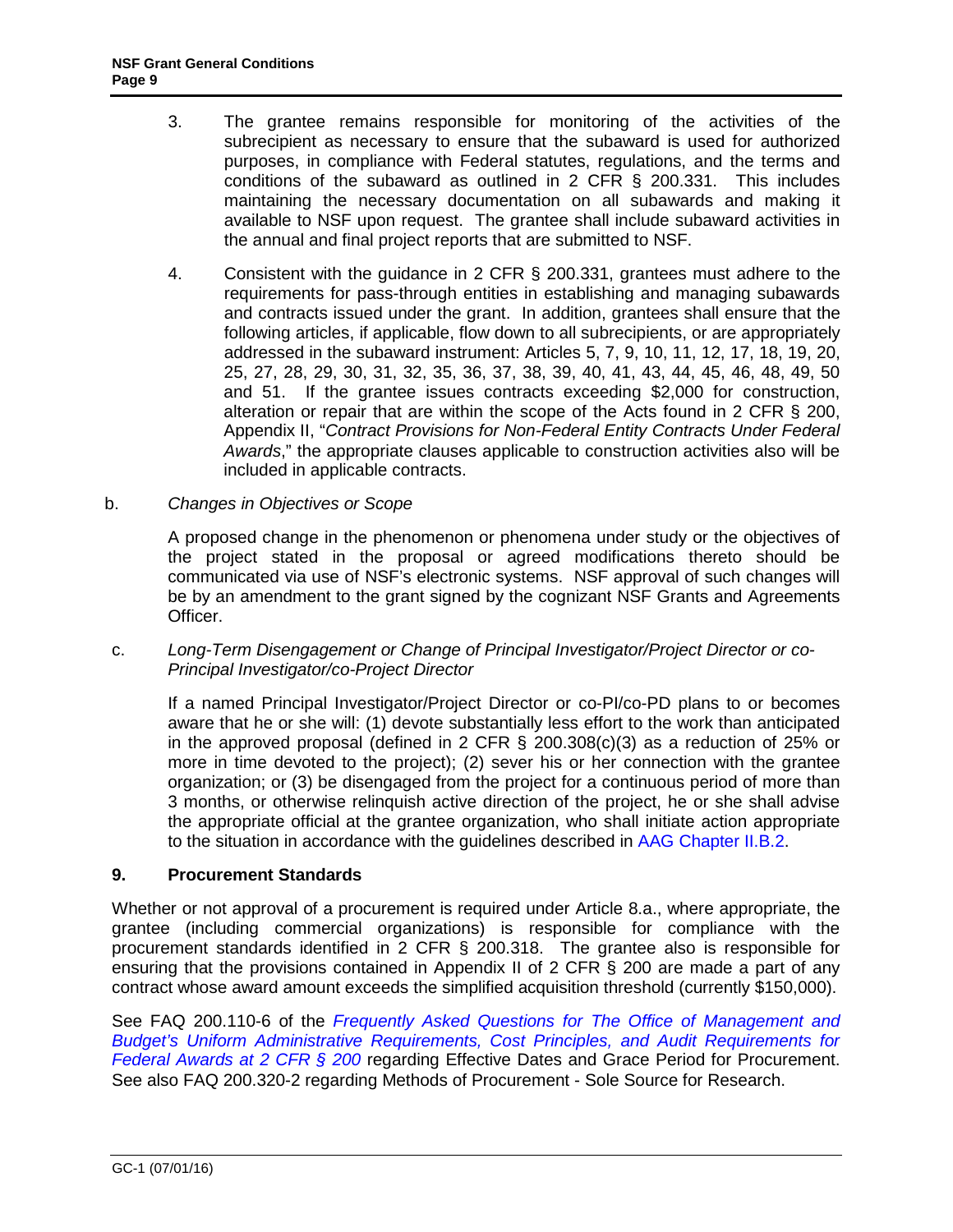3. The grantee remains responsible for monitoring of the activities of the subrecipient as necessary to ensure that the subaward is used for authorized purposes, in compliance with Federal statutes, regulations, and the terms and conditions of the subaward as outlined in 2 CFR § 200.331. This includes maintaining the necessary documentation on all subawards and making it available to NSF upon request. The grantee shall include subaward activities in the annual and final project reports that are submitted to NSF.

4. Consistent with the guidance in 2 CFR § 200.331, grantees must adhere to the requirements for pass-through entities in establishing and managing subawards and contracts issued under the grant. In addition, grantees shall ensure that the following articles, if applicable, flow down to all subrecipients, or are appropriately addressed in the subaward instrument: Articles 5, 7, 9, 10, 11, 12, 17, 18, 19, 20, 25, 27, 28, 29, 30, 31, 32, 35, 36, 37, 38, 39, 40, 41, 43, 44, 45, 46, 48, 49, 50 and 51. If the grantee issues contracts exceeding $2,000 for construction, alteration or repair that are within the scope of the Acts found in 2 CFR § 200, Appendix II, "*Contract Provisions for Non-Federal Entity Contracts Under Federal Awards*," the appropriate clauses applicable to construction activities also will be included in applicable contracts.

b. *Changes in Objectives or Scope*

A proposed change in the phenomenon or phenomena under study or the objectives of the project stated in the proposal or agreed modifications thereto should be communicated via use of NSF's electronic systems. NSF approval of such changes will be by an amendment to the grant signed by the cognizant NSF Grants and Agreements Officer.

c. *Long-Term Disengagement or Change of Principal Investigator/Project Director or co-Principal Investigator/co-Project Director*

If a named Principal Investigator/Project Director or co-PI/co-PD plans to or becomes aware that he or she will: (1) devote substantially less effort to the work than anticipated in the approved proposal (defined in 2 CFR § 200.308(c)(3) as a reduction of 25% or more in time devoted to the project); (2) sever his or her connection with the grantee organization; or (3) be disengaged from the project for a continuous period of more than 3 months, or otherwise relinquish active direction of the project, he or she shall advise the appropriate official at the grantee organization, who shall initiate action appropriate to the situation in accordance with the guidelines described in AAG Chapter II.B.2.

## 9. Procurement Standards

Whether or not approval of a procurement is required under Article 8.a., where appropriate, the grantee (including commercial organizations) is responsible for compliance with the procurement standards identified in 2 CFR § 200.318. The grantee also is responsible for ensuring that the provisions contained in Appendix II of 2 CFR § 200 are made a part of any contract whose award amount exceeds the simplified acquisition threshold (currently $150,000).

See FAQ 200.110-6 of the *Frequently Asked Questions for The Office of Management and Budget's Uniform Administrative Requirements, Cost Principles, and Audit Requirements for Federal Awards at 2 CFR § 200* regarding Effective Dates and Grace Period for Procurement. See also FAQ 200.320-2 regarding Methods of Procurement - Sole Source for Research.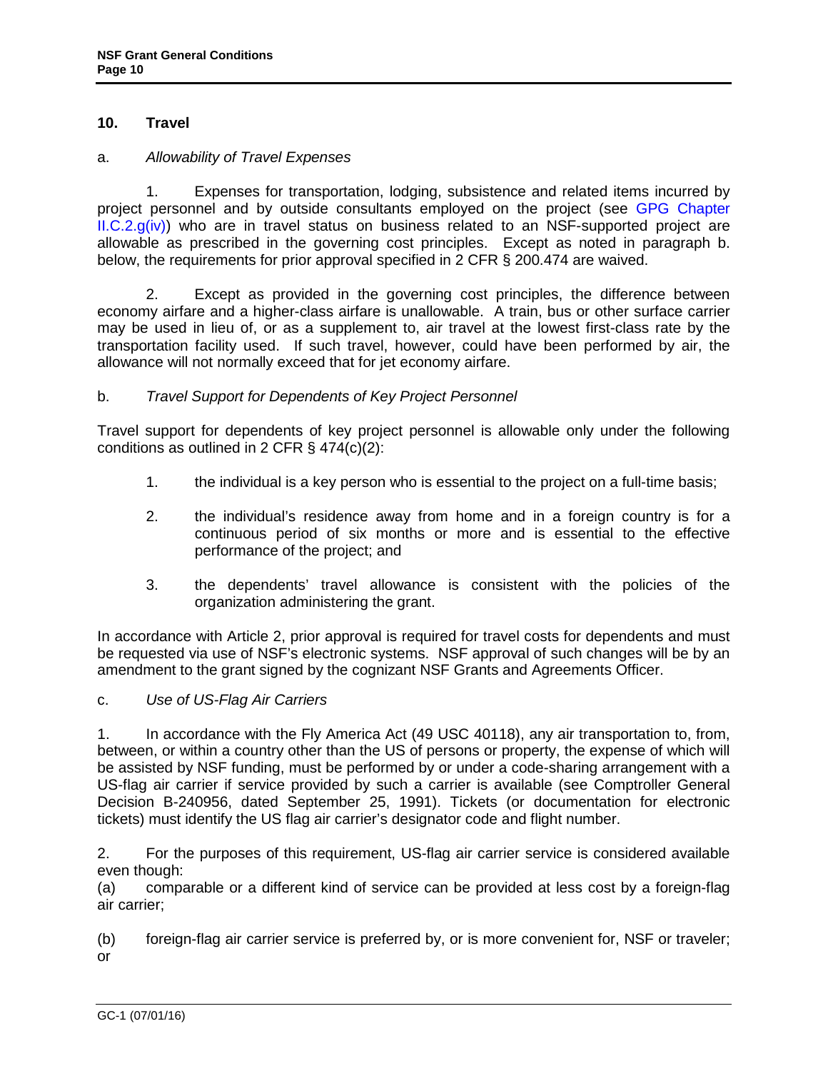## 10. Travel

a. *Allowability of Travel Expenses*

1. Expenses for transportation, lodging, subsistence and related items incurred by project personnel and by outside consultants employed on the project (see GPG Chapter II.C.2.g(iv)) who are in travel status on business related to an NSF-supported project are allowable as prescribed in the governing cost principles. Except as noted in paragraph b. below, the requirements for prior approval specified in 2 CFR § 200.474 are waived.

2. Except as provided in the governing cost principles, the difference between economy airfare and a higher-class airfare is unallowable. A train, bus or other surface carrier may be used in lieu of, or as a supplement to, air travel at the lowest first-class rate by the transportation facility used. If such travel, however, could have been performed by air, the allowance will not normally exceed that for jet economy airfare.

b. *Travel Support for Dependents of Key Project Personnel*

Travel support for dependents of key project personnel is allowable only under the following conditions as outlined in 2 CFR § 474(c)(2):

1. the individual is a key person who is essential to the project on a full-time basis;

2. the individual's residence away from home and in a foreign country is for a continuous period of six months or more and is essential to the effective performance of the project; and

3. the dependents' travel allowance is consistent with the policies of the organization administering the grant.

In accordance with Article 2, prior approval is required for travel costs for dependents and must be requested via use of NSF's electronic systems. NSF approval of such changes will be by an amendment to the grant signed by the cognizant NSF Grants and Agreements Officer.

c. *Use of US-Flag Air Carriers*

1. In accordance with the Fly America Act (49 USC 40118), any air transportation to, from, between, or within a country other than the US of persons or property, the expense of which will be assisted by NSF funding, must be performed by or under a code-sharing arrangement with a US-flag air carrier if service provided by such a carrier is available (see Comptroller General Decision B-240956, dated September 25, 1991). Tickets (or documentation for electronic tickets) must identify the US flag air carrier's designator code and flight number.

2. For the purposes of this requirement, US-flag air carrier service is considered available even though:

(a) comparable or a different kind of service can be provided at less cost by a foreign-flag air carrier;

(b) foreign-flag air carrier service is preferred by, or is more convenient for, NSF or traveler; or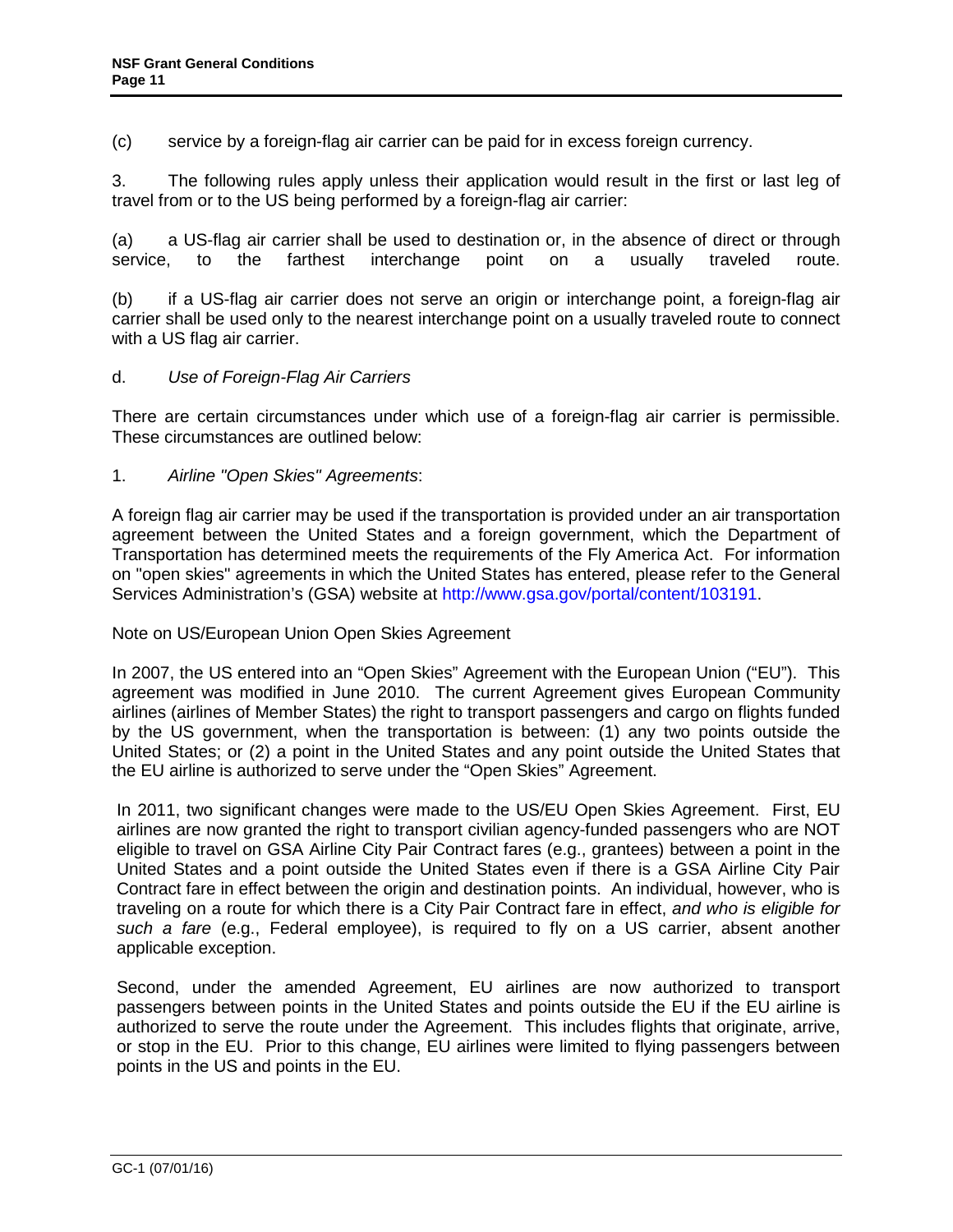(c) service by a foreign-flag air carrier can be paid for in excess foreign currency.

3. The following rules apply unless their application would result in the first or last leg of travel from or to the US being performed by a foreign-flag air carrier:

(a) a US-flag air carrier shall be used to destination or, in the absence of direct or through service, to the farthest interchange point on a usually traveled route.

(b) if a US-flag air carrier does not serve an origin or interchange point, a foreign-flag air carrier shall be used only to the nearest interchange point on a usually traveled route to connect with a US flag air carrier.

d. *Use of Foreign-Flag Air Carriers*

There are certain circumstances under which use of a foreign-flag air carrier is permissible. These circumstances are outlined below:

1. *Airline "Open Skies" Agreements*:

A foreign flag air carrier may be used if the transportation is provided under an air transportation agreement between the United States and a foreign government, which the Department of Transportation has determined meets the requirements of the Fly America Act. For information on "open skies" agreements in which the United States has entered, please refer to the General Services Administration's (GSA) website at http://www.gsa.gov/portal/content/103191.

Note on US/European Union Open Skies Agreement

In 2007, the US entered into an "Open Skies" Agreement with the European Union ("EU"). This agreement was modified in June 2010. The current Agreement gives European Community airlines (airlines of Member States) the right to transport passengers and cargo on flights funded by the US government, when the transportation is between: (1) any two points outside the United States; or (2) a point in the United States and any point outside the United States that the EU airline is authorized to serve under the "Open Skies" Agreement.

In 2011, two significant changes were made to the US/EU Open Skies Agreement. First, EU airlines are now granted the right to transport civilian agency-funded passengers who are NOT eligible to travel on GSA Airline City Pair Contract fares (e.g., grantees) between a point in the United States and a point outside the United States even if there is a GSA Airline City Pair Contract fare in effect between the origin and destination points. An individual, however, who is traveling on a route for which there is a City Pair Contract fare in effect, *and who is eligible for such a fare* (e.g., Federal employee), is required to fly on a US carrier, absent another applicable exception.

Second, under the amended Agreement, EU airlines are now authorized to transport passengers between points in the United States and points outside the EU if the EU airline is authorized to serve the route under the Agreement. This includes flights that originate, arrive, or stop in the EU. Prior to this change, EU airlines were limited to flying passengers between points in the US and points in the EU.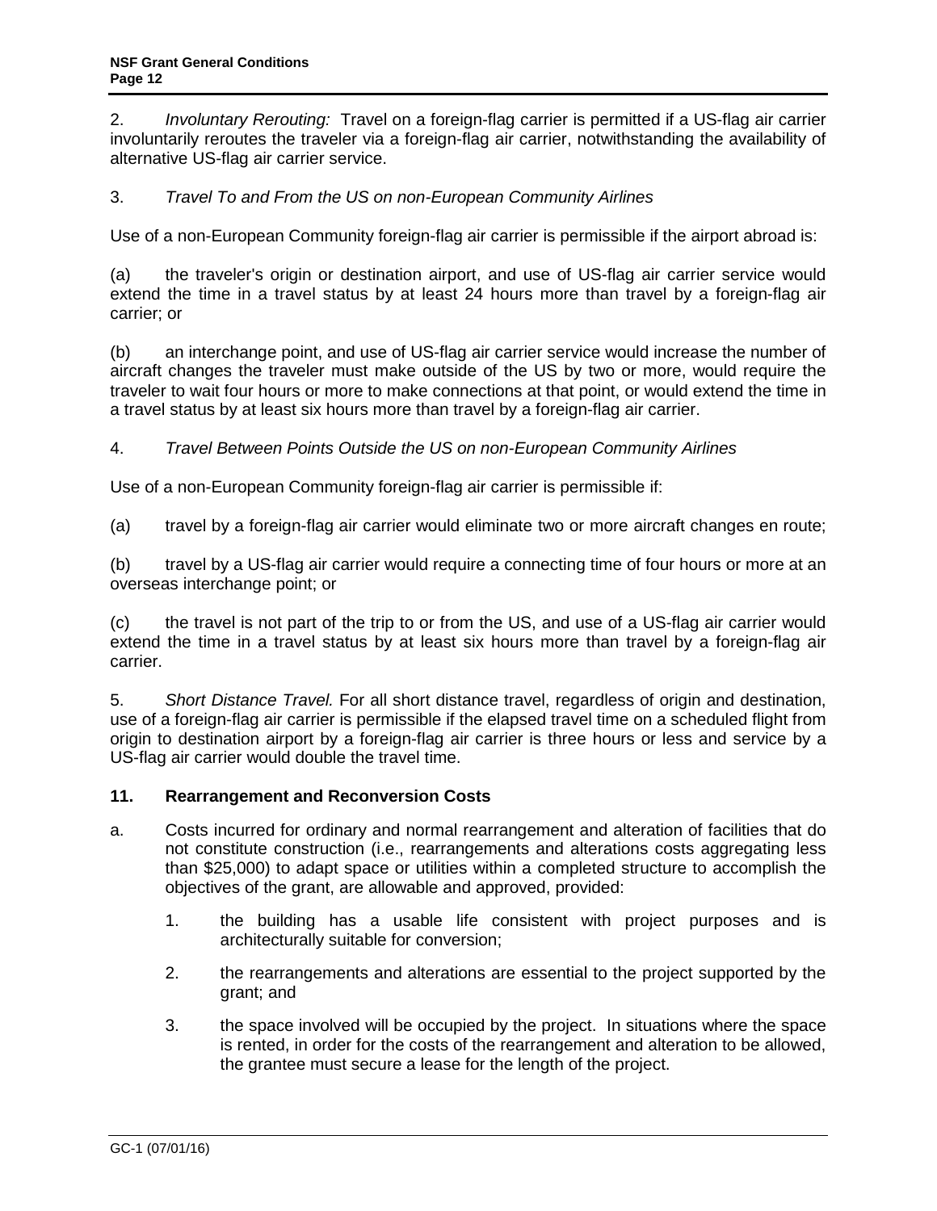2. *Involuntary Rerouting:* Travel on a foreign-flag carrier is permitted if a US-flag air carrier involuntarily reroutes the traveler via a foreign-flag air carrier, notwithstanding the availability of alternative US-flag air carrier service.

3. *Travel To and From the US on non-European Community Airlines*

Use of a non-European Community foreign-flag air carrier is permissible if the airport abroad is:

(a) the traveler's origin or destination airport, and use of US-flag air carrier service would extend the time in a travel status by at least 24 hours more than travel by a foreign-flag air carrier; or

(b) an interchange point, and use of US-flag air carrier service would increase the number of aircraft changes the traveler must make outside of the US by two or more, would require the traveler to wait four hours or more to make connections at that point, or would extend the time in a travel status by at least six hours more than travel by a foreign-flag air carrier.

4. *Travel Between Points Outside the US on non-European Community Airlines*

Use of a non-European Community foreign-flag air carrier is permissible if:

(a) travel by a foreign-flag air carrier would eliminate two or more aircraft changes en route;

(b) travel by a US-flag air carrier would require a connecting time of four hours or more at an overseas interchange point; or

(c) the travel is not part of the trip to or from the US, and use of a US-flag air carrier would extend the time in a travel status by at least six hours more than travel by a foreign-flag air carrier.

5. *Short Distance Travel.* For all short distance travel, regardless of origin and destination, use of a foreign-flag air carrier is permissible if the elapsed travel time on a scheduled flight from origin to destination airport by a foreign-flag air carrier is three hours or less and service by a US-flag air carrier would double the travel time.

## 11. Rearrangement and Reconversion Costs

a. Costs incurred for ordinary and normal rearrangement and alteration of facilities that do not constitute construction (i.e., rearrangements and alterations costs aggregating less than $25,000) to adapt space or utilities within a completed structure to accomplish the objectives of the grant, are allowable and approved, provided:

   1. the building has a usable life consistent with project purposes and is architecturally suitable for conversion;

   2. the rearrangements and alterations are essential to the project supported by the grant; and

   3. the space involved will be occupied by the project. In situations where the space is rented, in order for the costs of the rearrangement and alteration to be allowed, the grantee must secure a lease for the length of the project.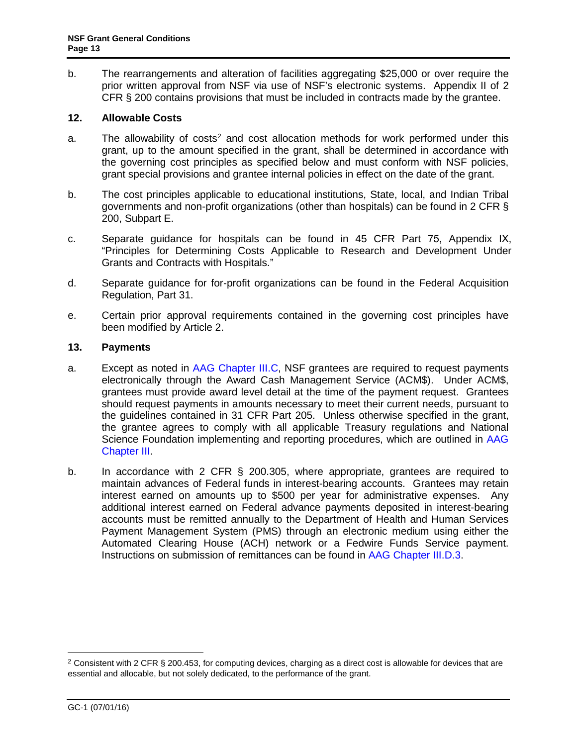b. The rearrangements and alteration of facilities aggregating $25,000 or over require the prior written approval from NSF via use of NSF's electronic systems. Appendix II of 2 CFR § 200 contains provisions that must be included in contracts made by the grantee.

## 12. Allowable Costs

a. The allowability of costs[2] and cost allocation methods for work performed under this grant, up to the amount specified in the grant, shall be determined in accordance with the governing cost principles as specified below and must conform with NSF policies, grant special provisions and grantee internal policies in effect on the date of the grant.

b. The cost principles applicable to educational institutions, State, local, and Indian Tribal governments and non-profit organizations (other than hospitals) can be found in 2 CFR § 200, Subpart E.

c. Separate guidance for hospitals can be found in 45 CFR Part 75, Appendix IX, "Principles for Determining Costs Applicable to Research and Development Under Grants and Contracts with Hospitals."

d. Separate guidance for for-profit organizations can be found in the Federal Acquisition Regulation, Part 31.

e. Certain prior approval requirements contained in the governing cost principles have been modified by Article 2.

## 13. Payments

a. Except as noted in AAG Chapter III.C, NSF grantees are required to request payments electronically through the Award Cash Management Service (ACM$). Under ACM$, grantees must provide award level detail at the time of the payment request. Grantees should request payments in amounts necessary to meet their current needs, pursuant to the guidelines contained in 31 CFR Part 205. Unless otherwise specified in the grant, the grantee agrees to comply with all applicable Treasury regulations and National Science Foundation implementing and reporting procedures, which are outlined in AAG Chapter III.

b. In accordance with 2 CFR § 200.305, where appropriate, grantees are required to maintain advances of Federal funds in interest-bearing accounts. Grantees may retain interest earned on amounts up to $500 per year for administrative expenses. Any additional interest earned on Federal advance payments deposited in interest-bearing accounts must be remitted annually to the Department of Health and Human Services Payment Management System (PMS) through an electronic medium using either the Automated Clearing House (ACH) network or a Fedwire Funds Service payment. Instructions on submission of remittances can be found in AAG Chapter III.D.3.

---

[2] Consistent with 2 CFR § 200.453, for computing devices, charging as a direct cost is allowable for devices that are essential and allocable, but not solely dedicated, to the performance of the grant.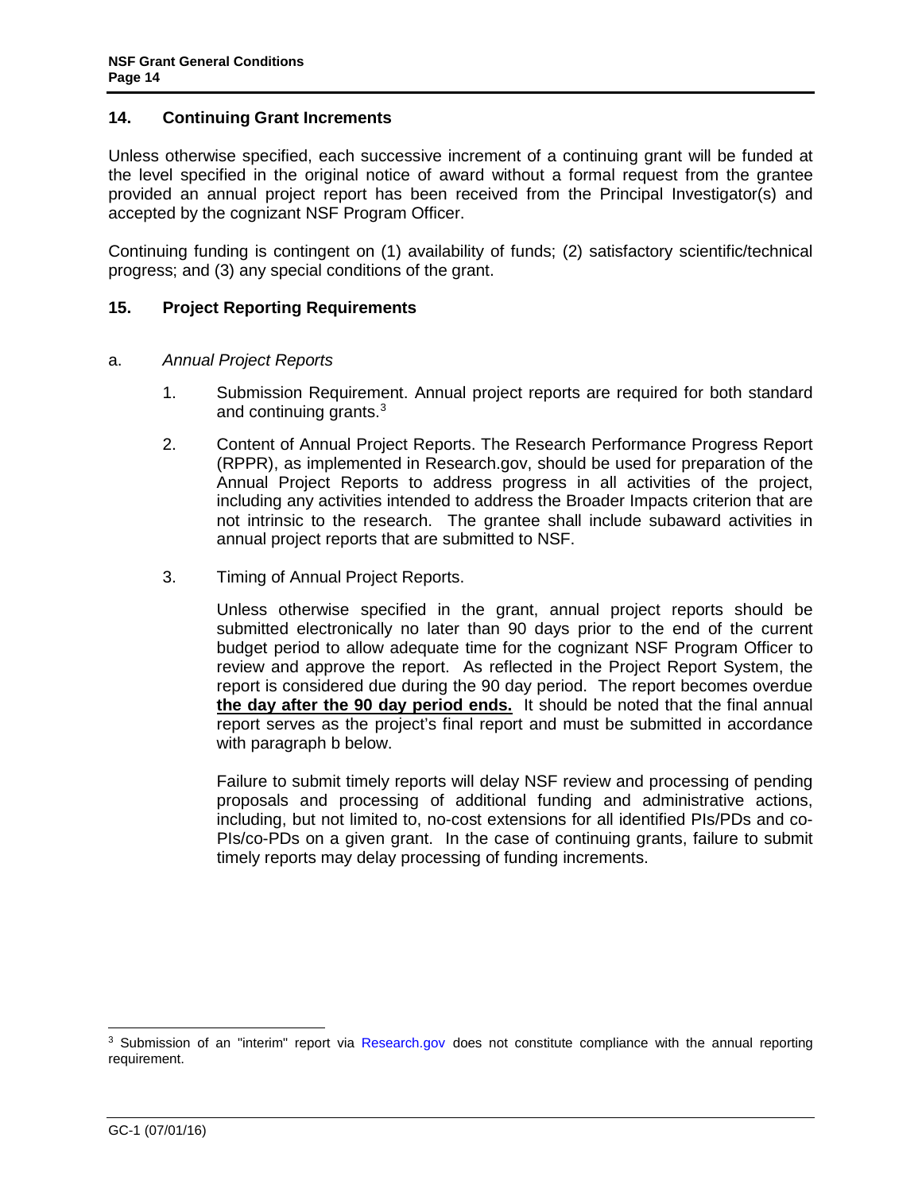## 14. Continuing Grant Increments

Unless otherwise specified, each successive increment of a continuing grant will be funded at the level specified in the original notice of award without a formal request from the grantee provided an annual project report has been received from the Principal Investigator(s) and accepted by the cognizant NSF Program Officer.

Continuing funding is contingent on (1) availability of funds; (2) satisfactory scientific/technical progress; and (3) any special conditions of the grant.

## 15. Project Reporting Requirements

a. *Annual Project Reports*

1. Submission Requirement. Annual project reports are required for both standard and continuing grants.[3]

2. Content of Annual Project Reports. The Research Performance Progress Report (RPPR), as implemented in Research.gov, should be used for preparation of the Annual Project Reports to address progress in all activities of the project, including any activities intended to address the Broader Impacts criterion that are not intrinsic to the research. The grantee shall include subaward activities in annual project reports that are submitted to NSF.

3. Timing of Annual Project Reports.

   Unless otherwise specified in the grant, annual project reports should be submitted electronically no later than 90 days prior to the end of the current budget period to allow adequate time for the cognizant NSF Program Officer to review and approve the report. As reflected in the Project Report System, the report is considered due during the 90 day period. The report becomes overdue **the day after the 90 day period ends.** It should be noted that the final annual report serves as the project's final report and must be submitted in accordance with paragraph b below.

   Failure to submit timely reports will delay NSF review and processing of pending proposals and processing of additional funding and administrative actions, including, but not limited to, no-cost extensions for all identified PIs/PDs and co-PIs/co-PDs on a given grant. In the case of continuing grants, failure to submit timely reports may delay processing of funding increments.

---

[3] Submission of an "interim" report via Research.gov does not constitute compliance with the annual reporting requirement.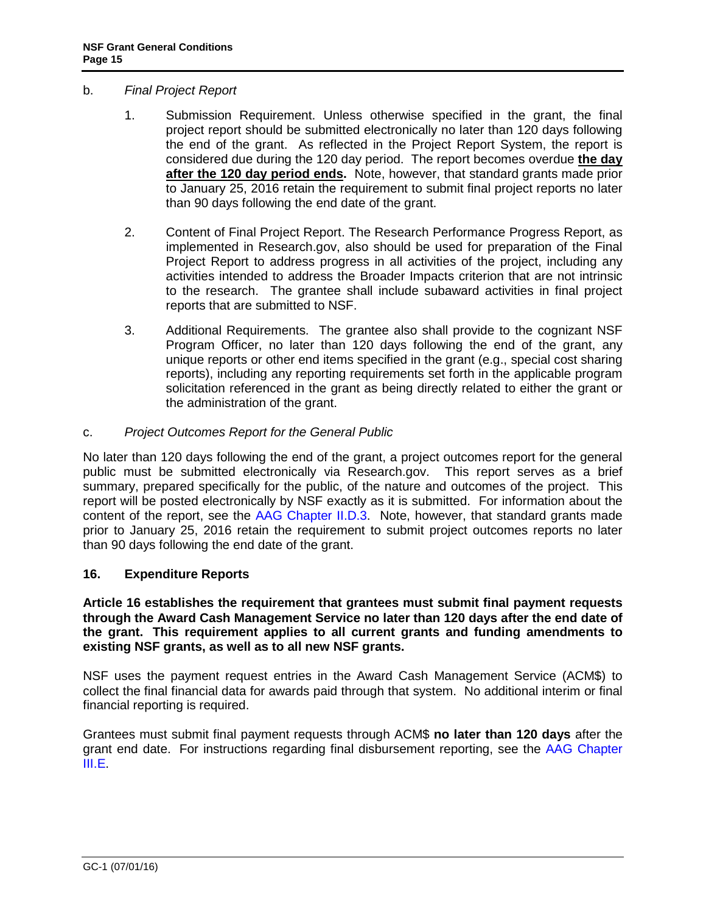b. *Final Project Report*

1. Submission Requirement. Unless otherwise specified in the grant, the final project report should be submitted electronically no later than 120 days following the end of the grant. As reflected in the Project Report System, the report is considered due during the 120 day period. The report becomes overdue **the day after the 120 day period ends.** Note, however, that standard grants made prior to January 25, 2016 retain the requirement to submit final project reports no later than 90 days following the end date of the grant.

2. Content of Final Project Report. The Research Performance Progress Report, as implemented in Research.gov, also should be used for preparation of the Final Project Report to address progress in all activities of the project, including any activities intended to address the Broader Impacts criterion that are not intrinsic to the research. The grantee shall include subaward activities in final project reports that are submitted to NSF.

3. Additional Requirements. The grantee also shall provide to the cognizant NSF Program Officer, no later than 120 days following the end of the grant, any unique reports or other end items specified in the grant (e.g., special cost sharing reports), including any reporting requirements set forth in the applicable program solicitation referenced in the grant as being directly related to either the grant or the administration of the grant.

c. *Project Outcomes Report for the General Public*

No later than 120 days following the end of the grant, a project outcomes report for the general public must be submitted electronically via Research.gov. This report serves as a brief summary, prepared specifically for the public, of the nature and outcomes of the project. This report will be posted electronically by NSF exactly as it is submitted. For information about the content of the report, see the AAG Chapter II.D.3. Note, however, that standard grants made prior to January 25, 2016 retain the requirement to submit project outcomes reports no later than 90 days following the end date of the grant.

## 16. Expenditure Reports

**Article 16 establishes the requirement that grantees must submit final payment requests through the Award Cash Management Service no later than 120 days after the end date of the grant. This requirement applies to all current grants and funding amendments to existing NSF grants, as well as to all new NSF grants.**

NSF uses the payment request entries in the Award Cash Management Service (ACM$) to collect the final financial data for awards paid through that system. No additional interim or final financial reporting is required.

Grantees must submit final payment requests through ACM$ **no later than 120 days** after the grant end date. For instructions regarding final disbursement reporting, see the AAG Chapter III.E.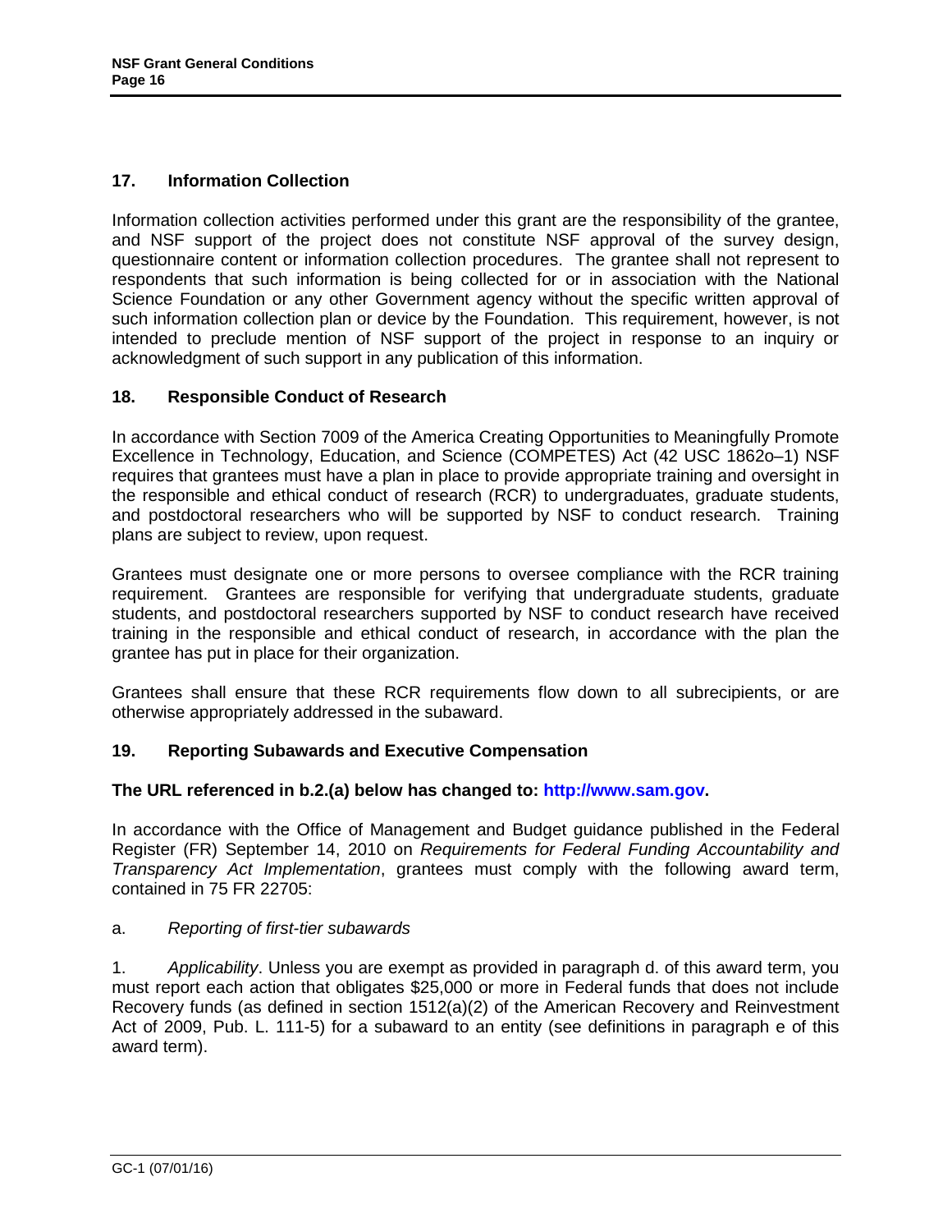## 17. Information Collection

Information collection activities performed under this grant are the responsibility of the grantee, and NSF support of the project does not constitute NSF approval of the survey design, questionnaire content or information collection procedures. The grantee shall not represent to respondents that such information is being collected for or in association with the National Science Foundation or any other Government agency without the specific written approval of such information collection plan or device by the Foundation. This requirement, however, is not intended to preclude mention of NSF support of the project in response to an inquiry or acknowledgment of such support in any publication of this information.

## 18. Responsible Conduct of Research

In accordance with Section 7009 of the America Creating Opportunities to Meaningfully Promote Excellence in Technology, Education, and Science (COMPETES) Act (42 USC 1862o–1) NSF requires that grantees must have a plan in place to provide appropriate training and oversight in the responsible and ethical conduct of research (RCR) to undergraduates, graduate students, and postdoctoral researchers who will be supported by NSF to conduct research. Training plans are subject to review, upon request.

Grantees must designate one or more persons to oversee compliance with the RCR training requirement. Grantees are responsible for verifying that undergraduate students, graduate students, and postdoctoral researchers supported by NSF to conduct research have received training in the responsible and ethical conduct of research, in accordance with the plan the grantee has put in place for their organization.

Grantees shall ensure that these RCR requirements flow down to all subrecipients, or are otherwise appropriately addressed in the subaward.

## 19. Reporting Subawards and Executive Compensation

**The URL referenced in b.2.(a) below has changed to: http://www.sam.gov.**

In accordance with the Office of Management and Budget guidance published in the Federal Register (FR) September 14, 2010 on *Requirements for Federal Funding Accountability and Transparency Act Implementation*, grantees must comply with the following award term, contained in 75 FR 22705:

a. *Reporting of first-tier subawards*

1. *Applicability*. Unless you are exempt as provided in paragraph d. of this award term, you must report each action that obligates $25,000 or more in Federal funds that does not include Recovery funds (as defined in section 1512(a)(2) of the American Recovery and Reinvestment Act of 2009, Pub. L. 111-5) for a subaward to an entity (see definitions in paragraph e of this award term).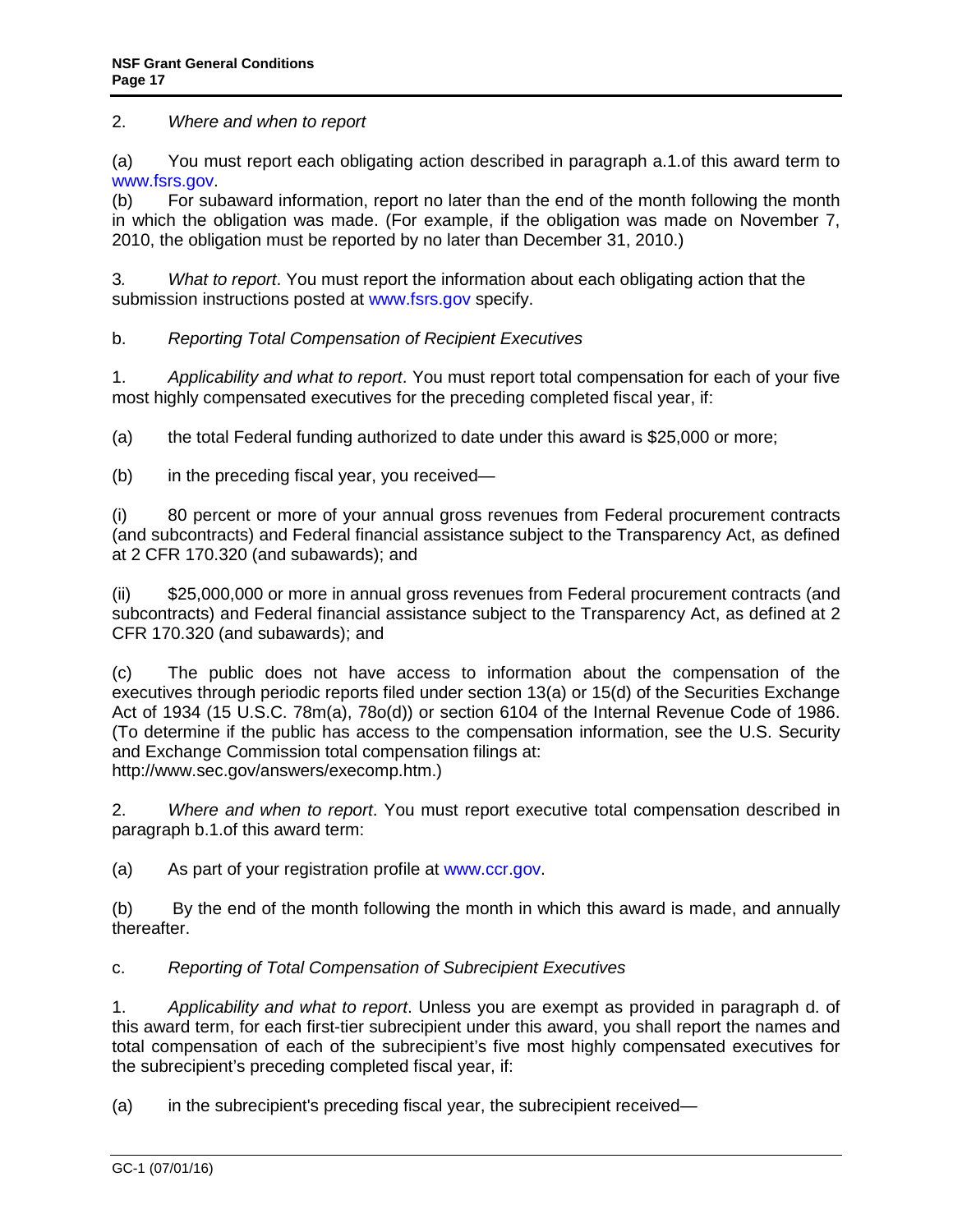2. *Where and when to report*

(a) You must report each obligating action described in paragraph a.1.of this award term to www.fsrs.gov.

(b) For subaward information, report no later than the end of the month following the month in which the obligation was made. (For example, if the obligation was made on November 7, 2010, the obligation must be reported by no later than December 31, 2010.)

3. *What to report*. You must report the information about each obligating action that the submission instructions posted at www.fsrs.gov specify.

b. *Reporting Total Compensation of Recipient Executives*

1. *Applicability and what to report*. You must report total compensation for each of your five most highly compensated executives for the preceding completed fiscal year, if:

(a) the total Federal funding authorized to date under this award is $25,000 or more;

(b) in the preceding fiscal year, you received—

(i) 80 percent or more of your annual gross revenues from Federal procurement contracts (and subcontracts) and Federal financial assistance subject to the Transparency Act, as defined at 2 CFR 170.320 (and subawards); and

(ii) $25,000,000 or more in annual gross revenues from Federal procurement contracts (and subcontracts) and Federal financial assistance subject to the Transparency Act, as defined at 2 CFR 170.320 (and subawards); and

(c) The public does not have access to information about the compensation of the executives through periodic reports filed under section 13(a) or 15(d) of the Securities Exchange Act of 1934 (15 U.S.C. 78m(a), 78o(d)) or section 6104 of the Internal Revenue Code of 1986. (To determine if the public has access to the compensation information, see the U.S. Security and Exchange Commission total compensation filings at: http://www.sec.gov/answers/execomp.htm.)

2. *Where and when to report*. You must report executive total compensation described in paragraph b.1.of this award term:

(a) As part of your registration profile at www.ccr.gov.

(b) By the end of the month following the month in which this award is made, and annually thereafter.

c. *Reporting of Total Compensation of Subrecipient Executives*

1. *Applicability and what to report*. Unless you are exempt as provided in paragraph d. of this award term, for each first-tier subrecipient under this award, you shall report the names and total compensation of each of the subrecipient's five most highly compensated executives for the subrecipient's preceding completed fiscal year, if:

(a) in the subrecipient's preceding fiscal year, the subrecipient received—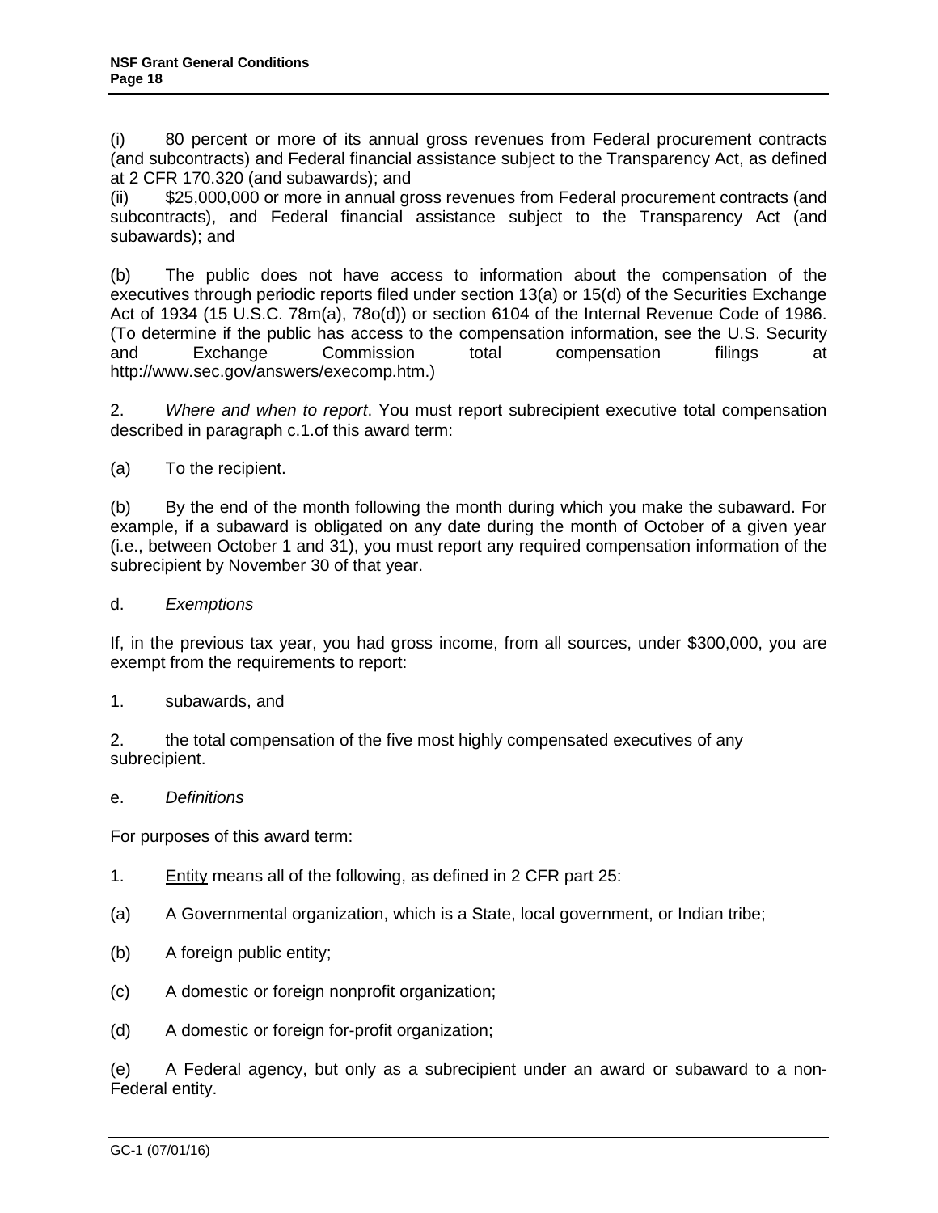(i) 80 percent or more of its annual gross revenues from Federal procurement contracts (and subcontracts) and Federal financial assistance subject to the Transparency Act, as defined at 2 CFR 170.320 (and subawards); and

(ii) $25,000,000 or more in annual gross revenues from Federal procurement contracts (and subcontracts), and Federal financial assistance subject to the Transparency Act (and subawards); and

(b) The public does not have access to information about the compensation of the executives through periodic reports filed under section 13(a) or 15(d) of the Securities Exchange Act of 1934 (15 U.S.C. 78m(a), 78o(d)) or section 6104 of the Internal Revenue Code of 1986. (To determine if the public has access to the compensation information, see the U.S. Security and Exchange Commission total compensation filings at http://www.sec.gov/answers/execomp.htm.)

2. *Where and when to report*. You must report subrecipient executive total compensation described in paragraph c.1.of this award term:

(a) To the recipient.

(b) By the end of the month following the month during which you make the subaward. For example, if a subaward is obligated on any date during the month of October of a given year (i.e., between October 1 and 31), you must report any required compensation information of the subrecipient by November 30 of that year.

d. *Exemptions*

If, in the previous tax year, you had gross income, from all sources, under $300,000, you are exempt from the requirements to report:

1. subawards, and

2. the total compensation of the five most highly compensated executives of any subrecipient.

e. *Definitions*

For purposes of this award term:

1. Entity means all of the following, as defined in 2 CFR part 25:

(a) A Governmental organization, which is a State, local government, or Indian tribe;

(b) A foreign public entity;

(c) A domestic or foreign nonprofit organization;

(d) A domestic or foreign for-profit organization;

(e) A Federal agency, but only as a subrecipient under an award or subaward to a non-Federal entity.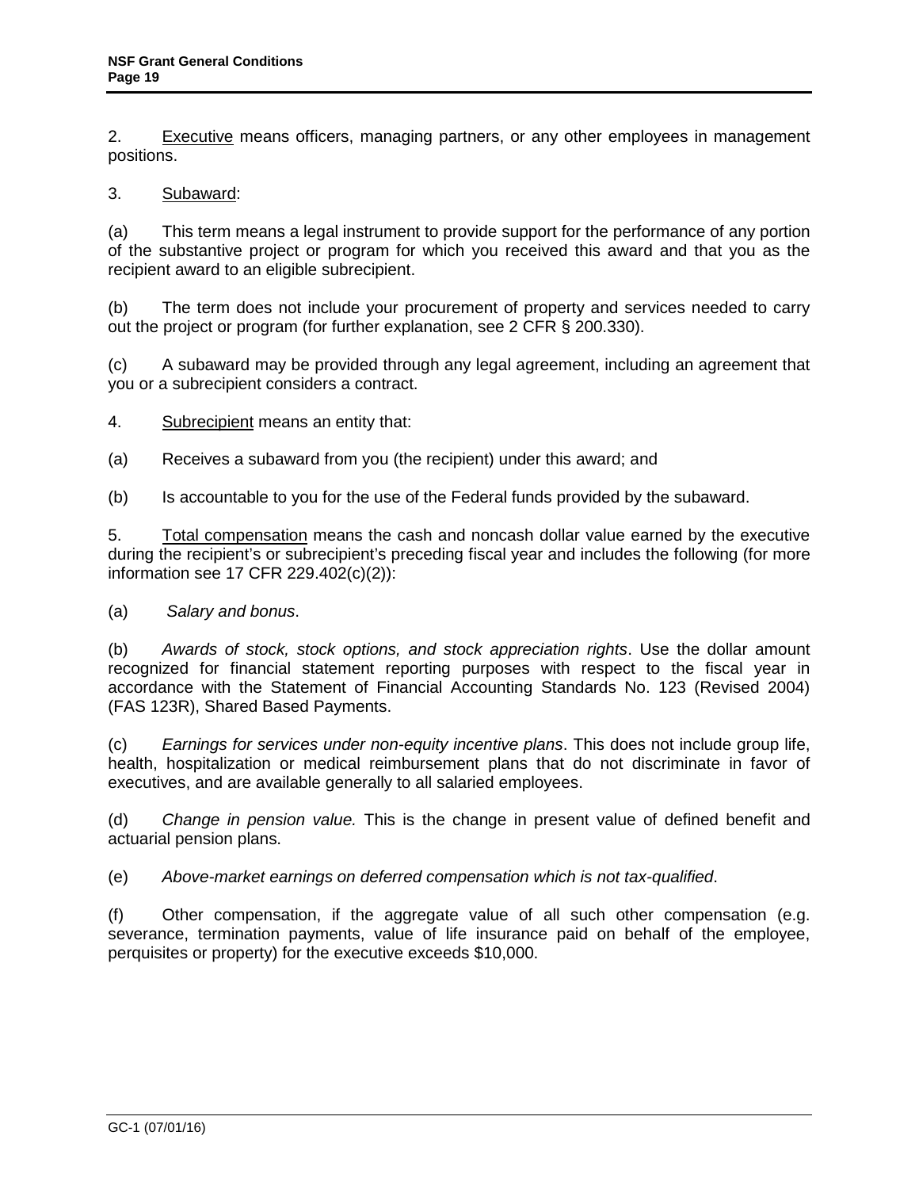2. Executive means officers, managing partners, or any other employees in management positions.

3. Subaward:

(a) This term means a legal instrument to provide support for the performance of any portion of the substantive project or program for which you received this award and that you as the recipient award to an eligible subrecipient.

(b) The term does not include your procurement of property and services needed to carry out the project or program (for further explanation, see 2 CFR § 200.330).

(c) A subaward may be provided through any legal agreement, including an agreement that you or a subrecipient considers a contract.

4. Subrecipient means an entity that:

(a) Receives a subaward from you (the recipient) under this award; and

(b) Is accountable to you for the use of the Federal funds provided by the subaward.

5. Total compensation means the cash and noncash dollar value earned by the executive during the recipient's or subrecipient's preceding fiscal year and includes the following (for more information see 17 CFR 229.402(c)(2)):

(a) *Salary and bonus*.

(b) *Awards of stock, stock options, and stock appreciation rights*. Use the dollar amount recognized for financial statement reporting purposes with respect to the fiscal year in accordance with the Statement of Financial Accounting Standards No. 123 (Revised 2004) (FAS 123R), Shared Based Payments.

(c) *Earnings for services under non-equity incentive plans*. This does not include group life, health, hospitalization or medical reimbursement plans that do not discriminate in favor of executives, and are available generally to all salaried employees.

(d) *Change in pension value.* This is the change in present value of defined benefit and actuarial pension plans.

(e) *Above-market earnings on deferred compensation which is not tax-qualified*.

(f) Other compensation, if the aggregate value of all such other compensation (e.g. severance, termination payments, value of life insurance paid on behalf of the employee, perquisites or property) for the executive exceeds $10,000.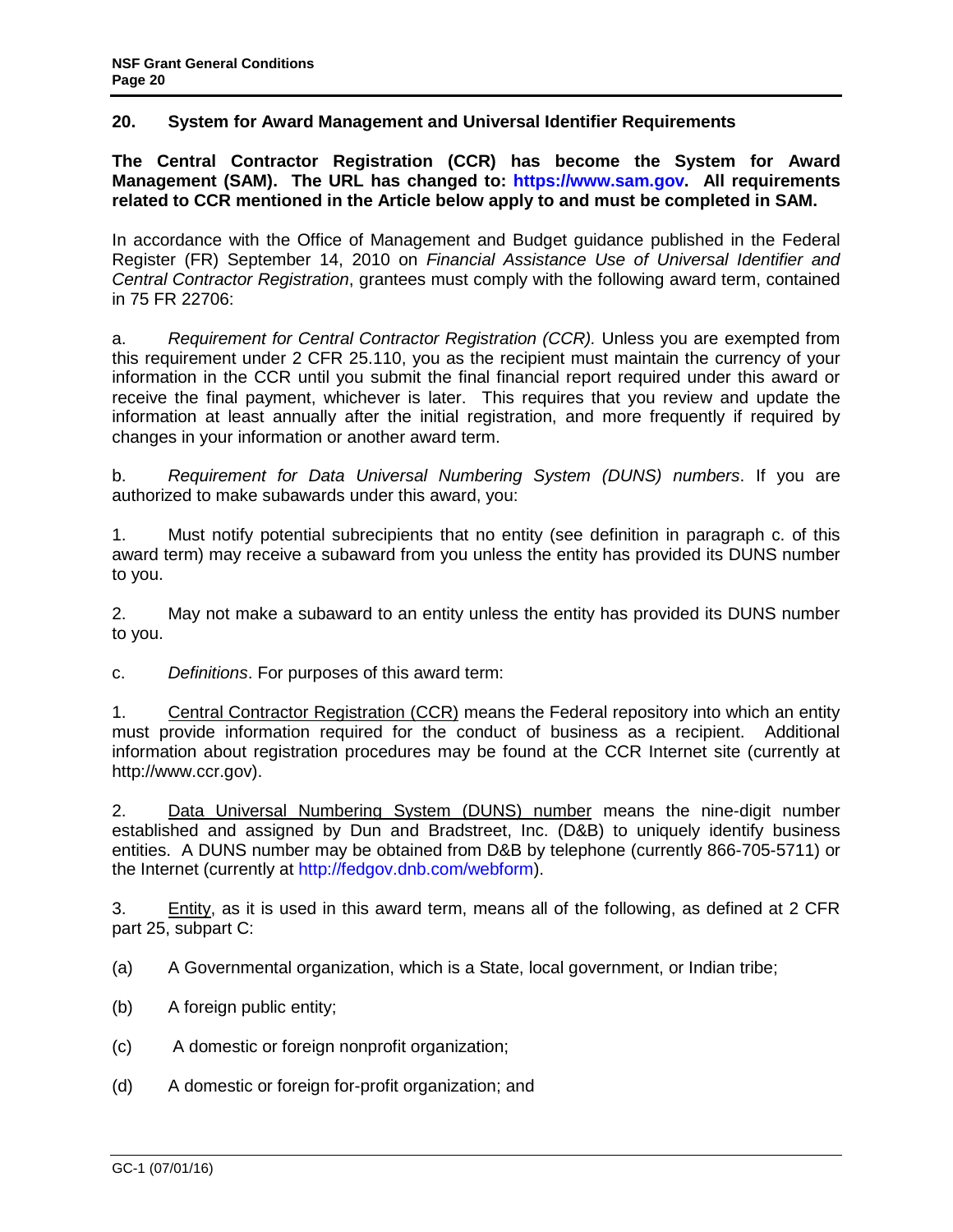## 20. System for Award Management and Universal Identifier Requirements

**The Central Contractor Registration (CCR) has become the System for Award Management (SAM). The URL has changed to: https://www.sam.gov. All requirements related to CCR mentioned in the Article below apply to and must be completed in SAM.**

In accordance with the Office of Management and Budget guidance published in the Federal Register (FR) September 14, 2010 on *Financial Assistance Use of Universal Identifier and Central Contractor Registration*, grantees must comply with the following award term, contained in 75 FR 22706:

a. *Requirement for Central Contractor Registration (CCR).* Unless you are exempted from this requirement under 2 CFR 25.110, you as the recipient must maintain the currency of your information in the CCR until you submit the final financial report required under this award or receive the final payment, whichever is later. This requires that you review and update the information at least annually after the initial registration, and more frequently if required by changes in your information or another award term.

b. *Requirement for Data Universal Numbering System (DUNS) numbers*. If you are authorized to make subawards under this award, you:

1. Must notify potential subrecipients that no entity (see definition in paragraph c. of this award term) may receive a subaward from you unless the entity has provided its DUNS number to you.

2. May not make a subaward to an entity unless the entity has provided its DUNS number to you.

c. *Definitions*. For purposes of this award term:

1. Central Contractor Registration (CCR) means the Federal repository into which an entity must provide information required for the conduct of business as a recipient. Additional information about registration procedures may be found at the CCR Internet site (currently at http://www.ccr.gov).

2. Data Universal Numbering System (DUNS) number means the nine-digit number established and assigned by Dun and Bradstreet, Inc. (D&B) to uniquely identify business entities. A DUNS number may be obtained from D&B by telephone (currently 866-705-5711) or the Internet (currently at http://fedgov.dnb.com/webform).

3. Entity, as it is used in this award term, means all of the following, as defined at 2 CFR part 25, subpart C:

(a) A Governmental organization, which is a State, local government, or Indian tribe;

(b) A foreign public entity;

(c) A domestic or foreign nonprofit organization;

(d) A domestic or foreign for-profit organization; and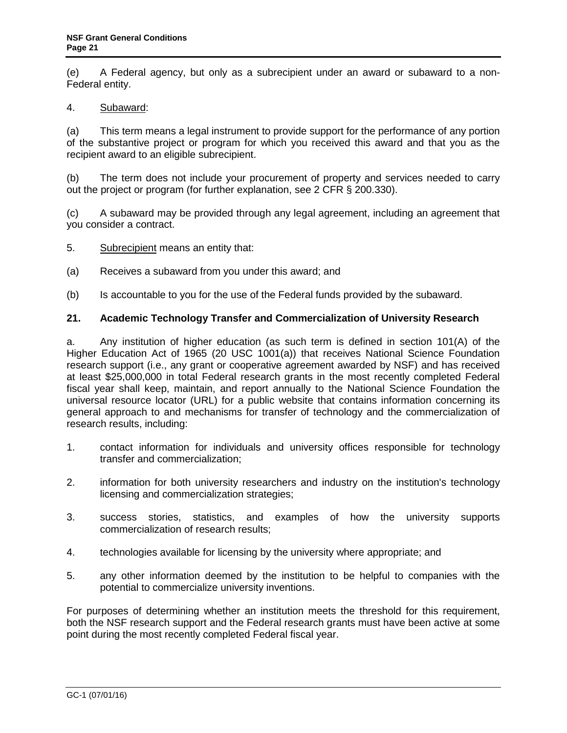(e) A Federal agency, but only as a subrecipient under an award or subaward to a non-Federal entity.

4. Subaward:

(a) This term means a legal instrument to provide support for the performance of any portion of the substantive project or program for which you received this award and that you as the recipient award to an eligible subrecipient.

(b) The term does not include your procurement of property and services needed to carry out the project or program (for further explanation, see 2 CFR § 200.330).

(c) A subaward may be provided through any legal agreement, including an agreement that you consider a contract.

5. Subrecipient means an entity that:

(a) Receives a subaward from you under this award; and

(b) Is accountable to you for the use of the Federal funds provided by the subaward.

## 21. Academic Technology Transfer and Commercialization of University Research

a. Any institution of higher education (as such term is defined in section 101(A) of the Higher Education Act of 1965 (20 USC 1001(a)) that receives National Science Foundation research support (i.e., any grant or cooperative agreement awarded by NSF) and has received at least $25,000,000 in total Federal research grants in the most recently completed Federal fiscal year shall keep, maintain, and report annually to the National Science Foundation the universal resource locator (URL) for a public website that contains information concerning its general approach to and mechanisms for transfer of technology and the commercialization of research results, including:

1. contact information for individuals and university offices responsible for technology transfer and commercialization;

2. information for both university researchers and industry on the institution's technology licensing and commercialization strategies;

3. success stories, statistics, and examples of how the university supports commercialization of research results;

4. technologies available for licensing by the university where appropriate; and

5. any other information deemed by the institution to be helpful to companies with the potential to commercialize university inventions.

For purposes of determining whether an institution meets the threshold for this requirement, both the NSF research support and the Federal research grants must have been active at some point during the most recently completed Federal fiscal year.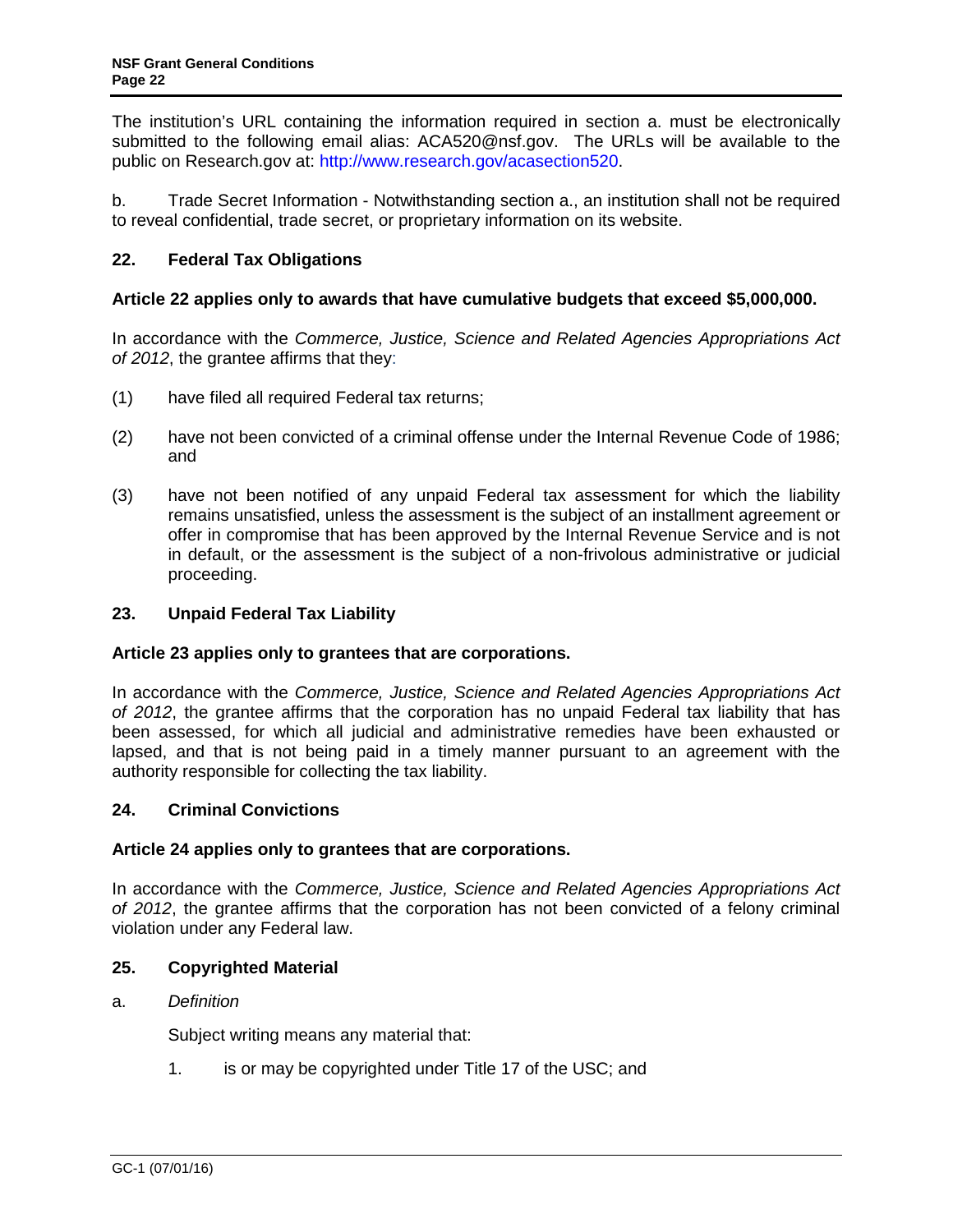The institution's URL containing the information required in section a. must be electronically submitted to the following email alias: ACA520@nsf.gov. The URLs will be available to the public on Research.gov at: http://www.research.gov/acasection520.

b. Trade Secret Information - Notwithstanding section a., an institution shall not be required to reveal confidential, trade secret, or proprietary information on its website.

## 22. Federal Tax Obligations

**Article 22 applies only to awards that have cumulative budgets that exceed $5,000,000.**

In accordance with the *Commerce, Justice, Science and Related Agencies Appropriations Act of 2012*, the grantee affirms that they:

(1) have filed all required Federal tax returns;

(2) have not been convicted of a criminal offense under the Internal Revenue Code of 1986; and

(3) have not been notified of any unpaid Federal tax assessment for which the liability remains unsatisfied, unless the assessment is the subject of an installment agreement or offer in compromise that has been approved by the Internal Revenue Service and is not in default, or the assessment is the subject of a non-frivolous administrative or judicial proceeding.

## 23. Unpaid Federal Tax Liability

**Article 23 applies only to grantees that are corporations.**

In accordance with the *Commerce, Justice, Science and Related Agencies Appropriations Act of 2012*, the grantee affirms that the corporation has no unpaid Federal tax liability that has been assessed, for which all judicial and administrative remedies have been exhausted or lapsed, and that is not being paid in a timely manner pursuant to an agreement with the authority responsible for collecting the tax liability.

## 24. Criminal Convictions

**Article 24 applies only to grantees that are corporations.**

In accordance with the *Commerce, Justice, Science and Related Agencies Appropriations Act of 2012*, the grantee affirms that the corporation has not been convicted of a felony criminal violation under any Federal law.

## 25. Copyrighted Material

a. *Definition*

Subject writing means any material that:

1. is or may be copyrighted under Title 17 of the USC; and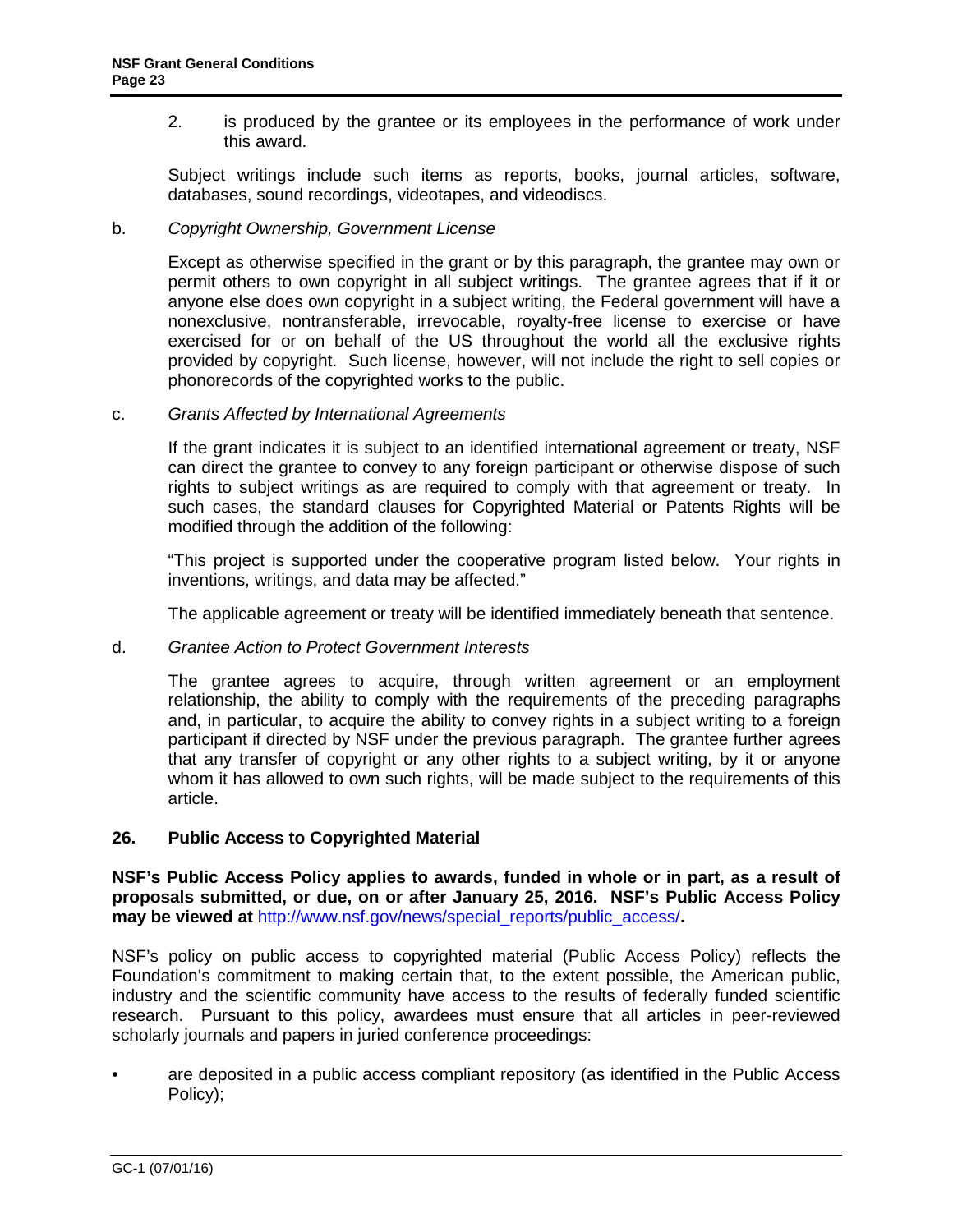2. is produced by the grantee or its employees in the performance of work under this award.

Subject writings include such items as reports, books, journal articles, software, databases, sound recordings, videotapes, and videodiscs.

b. *Copyright Ownership, Government License*

Except as otherwise specified in the grant or by this paragraph, the grantee may own or permit others to own copyright in all subject writings. The grantee agrees that if it or anyone else does own copyright in a subject writing, the Federal government will have a nonexclusive, nontransferable, irrevocable, royalty-free license to exercise or have exercised for or on behalf of the US throughout the world all the exclusive rights provided by copyright. Such license, however, will not include the right to sell copies or phonorecords of the copyrighted works to the public.

c. *Grants Affected by International Agreements*

If the grant indicates it is subject to an identified international agreement or treaty, NSF can direct the grantee to convey to any foreign participant or otherwise dispose of such rights to subject writings as are required to comply with that agreement or treaty. In such cases, the standard clauses for Copyrighted Material or Patents Rights will be modified through the addition of the following:

"This project is supported under the cooperative program listed below. Your rights in inventions, writings, and data may be affected."

The applicable agreement or treaty will be identified immediately beneath that sentence.

d. *Grantee Action to Protect Government Interests*

The grantee agrees to acquire, through written agreement or an employment relationship, the ability to comply with the requirements of the preceding paragraphs and, in particular, to acquire the ability to convey rights in a subject writing to a foreign participant if directed by NSF under the previous paragraph. The grantee further agrees that any transfer of copyright or any other rights to a subject writing, by it or anyone whom it has allowed to own such rights, will be made subject to the requirements of this article.

## 26. Public Access to Copyrighted Material

**NSF's Public Access Policy applies to awards, funded in whole or in part, as a result of proposals submitted, or due, on or after January 25, 2016. NSF's Public Access Policy may be viewed at** http://www.nsf.gov/news/special_reports/public_access/**.**

NSF's policy on public access to copyrighted material (Public Access Policy) reflects the Foundation's commitment to making certain that, to the extent possible, the American public, industry and the scientific community have access to the results of federally funded scientific research. Pursuant to this policy, awardees must ensure that all articles in peer-reviewed scholarly journals and papers in juried conference proceedings:

- are deposited in a public access compliant repository (as identified in the Public Access Policy);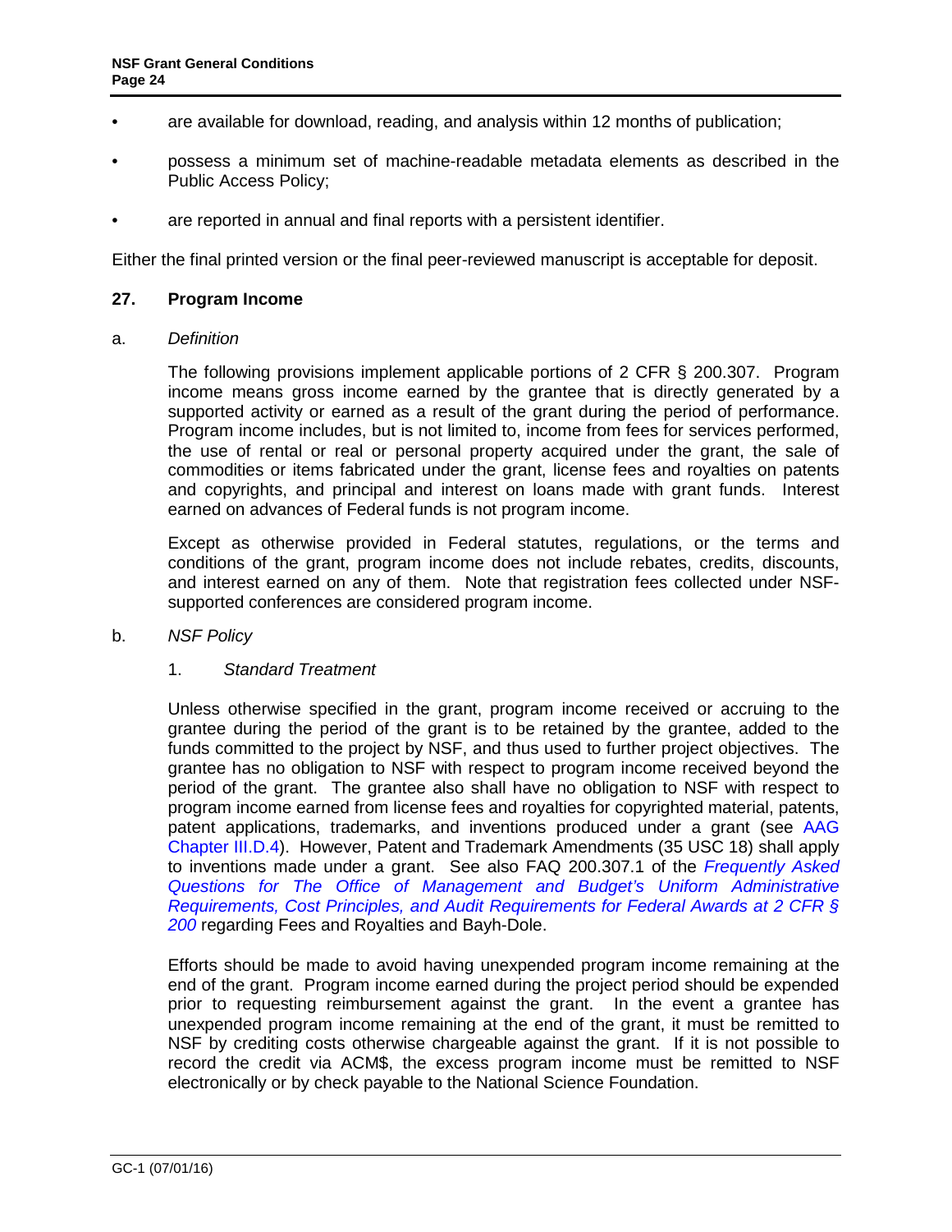- are available for download, reading, and analysis within 12 months of publication;
- possess a minimum set of machine-readable metadata elements as described in the Public Access Policy;
- are reported in annual and final reports with a persistent identifier.

Either the final printed version or the final peer-reviewed manuscript is acceptable for deposit.

## 27. Program Income

a. *Definition*

The following provisions implement applicable portions of 2 CFR § 200.307. Program income means gross income earned by the grantee that is directly generated by a supported activity or earned as a result of the grant during the period of performance. Program income includes, but is not limited to, income from fees for services performed, the use of rental or real or personal property acquired under the grant, the sale of commodities or items fabricated under the grant, license fees and royalties on patents and copyrights, and principal and interest on loans made with grant funds. Interest earned on advances of Federal funds is not program income.

Except as otherwise provided in Federal statutes, regulations, or the terms and conditions of the grant, program income does not include rebates, credits, discounts, and interest earned on any of them. Note that registration fees collected under NSF-supported conferences are considered program income.

b. *NSF Policy*

1. *Standard Treatment*

Unless otherwise specified in the grant, program income received or accruing to the grantee during the period of the grant is to be retained by the grantee, added to the funds committed to the project by NSF, and thus used to further project objectives. The grantee has no obligation to NSF with respect to program income received beyond the period of the grant. The grantee also shall have no obligation to NSF with respect to program income earned from license fees and royalties for copyrighted material, patents, patent applications, trademarks, and inventions produced under a grant (see AAG Chapter III.D.4). However, Patent and Trademark Amendments (35 USC 18) shall apply to inventions made under a grant. See also FAQ 200.307.1 of the *Frequently Asked Questions for The Office of Management and Budget's Uniform Administrative Requirements, Cost Principles, and Audit Requirements for Federal Awards at 2 CFR § 200* regarding Fees and Royalties and Bayh-Dole.

Efforts should be made to avoid having unexpended program income remaining at the end of the grant. Program income earned during the project period should be expended prior to requesting reimbursement against the grant. In the event a grantee has unexpended program income remaining at the end of the grant, it must be remitted to NSF by crediting costs otherwise chargeable against the grant. If it is not possible to record the credit via ACM$, the excess program income must be remitted to NSF electronically or by check payable to the National Science Foundation.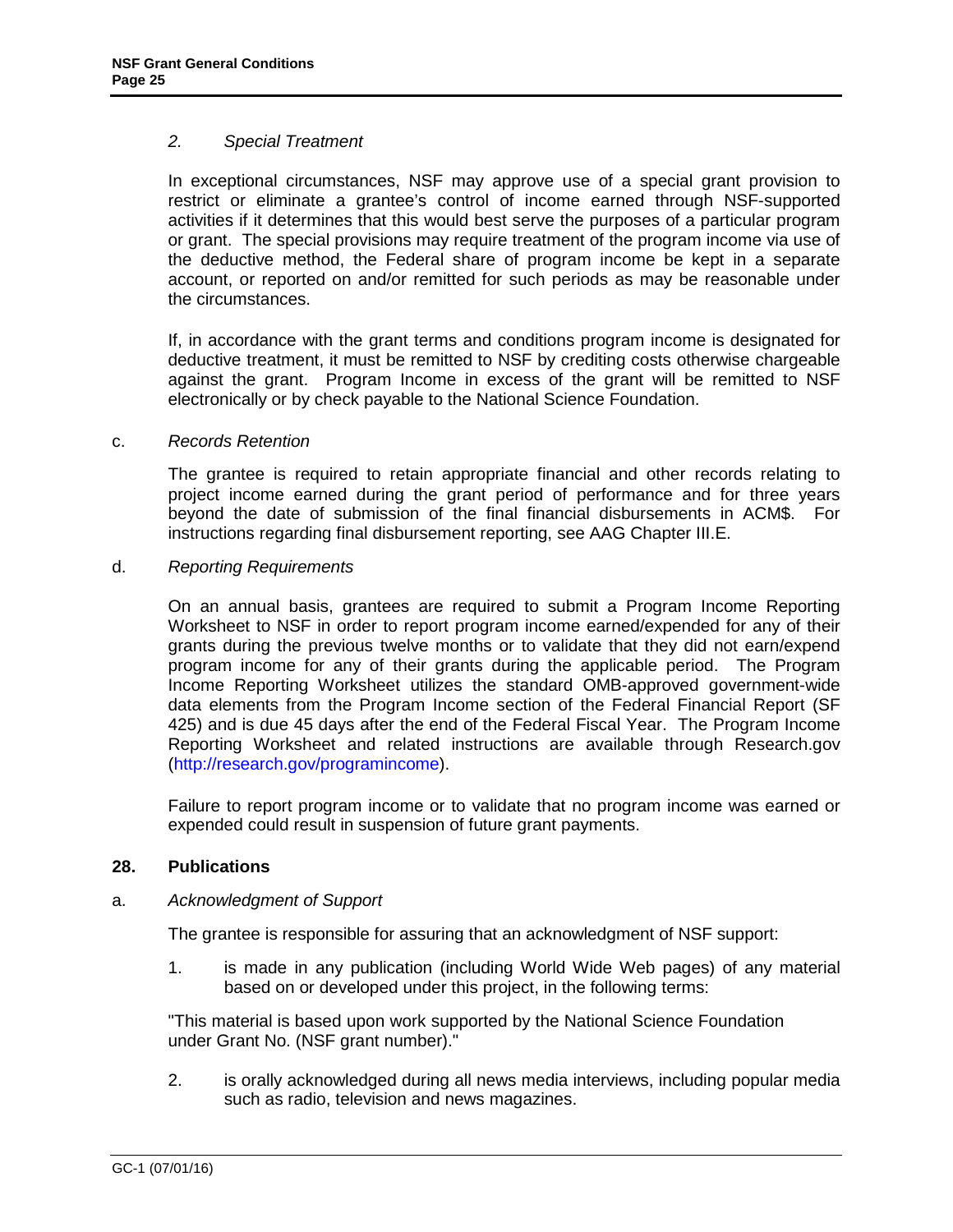*2. Special Treatment*

In exceptional circumstances, NSF may approve use of a special grant provision to restrict or eliminate a grantee's control of income earned through NSF-supported activities if it determines that this would best serve the purposes of a particular program or grant. The special provisions may require treatment of the program income via use of the deductive method, the Federal share of program income be kept in a separate account, or reported on and/or remitted for such periods as may be reasonable under the circumstances.

If, in accordance with the grant terms and conditions program income is designated for deductive treatment, it must be remitted to NSF by crediting costs otherwise chargeable against the grant. Program Income in excess of the grant will be remitted to NSF electronically or by check payable to the National Science Foundation.

c. *Records Retention*

The grantee is required to retain appropriate financial and other records relating to project income earned during the grant period of performance and for three years beyond the date of submission of the final financial disbursements in ACM$. For instructions regarding final disbursement reporting, see AAG Chapter III.E.

d. *Reporting Requirements*

On an annual basis, grantees are required to submit a Program Income Reporting Worksheet to NSF in order to report program income earned/expended for any of their grants during the previous twelve months or to validate that they did not earn/expend program income for any of their grants during the applicable period. The Program Income Reporting Worksheet utilizes the standard OMB-approved government-wide data elements from the Program Income section of the Federal Financial Report (SF 425) and is due 45 days after the end of the Federal Fiscal Year. The Program Income Reporting Worksheet and related instructions are available through Research.gov (http://research.gov/programincome).

Failure to report program income or to validate that no program income was earned or expended could result in suspension of future grant payments.

## 28. Publications

a. *Acknowledgment of Support*

The grantee is responsible for assuring that an acknowledgment of NSF support:

1. is made in any publication (including World Wide Web pages) of any material based on or developed under this project, in the following terms:

"This material is based upon work supported by the National Science Foundation under Grant No. (NSF grant number)."

2. is orally acknowledged during all news media interviews, including popular media such as radio, television and news magazines.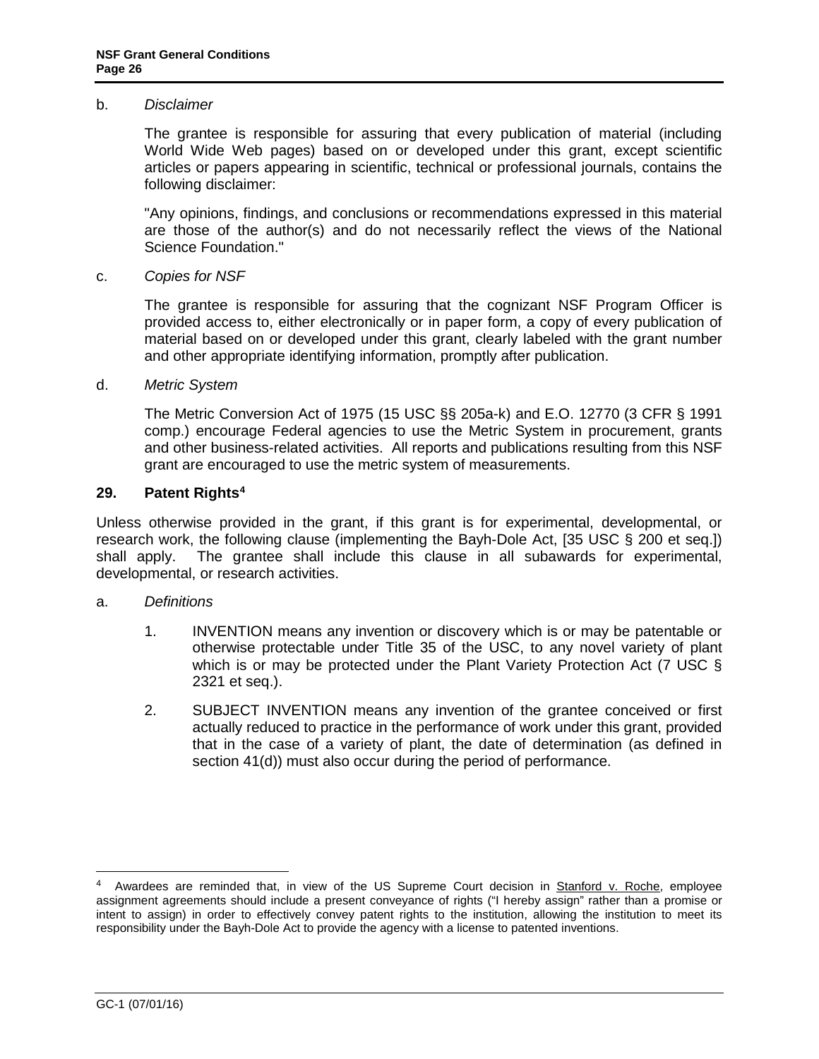b. *Disclaimer*

The grantee is responsible for assuring that every publication of material (including World Wide Web pages) based on or developed under this grant, except scientific articles or papers appearing in scientific, technical or professional journals, contains the following disclaimer:

"Any opinions, findings, and conclusions or recommendations expressed in this material are those of the author(s) and do not necessarily reflect the views of the National Science Foundation."

c. *Copies for NSF*

The grantee is responsible for assuring that the cognizant NSF Program Officer is provided access to, either electronically or in paper form, a copy of every publication of material based on or developed under this grant, clearly labeled with the grant number and other appropriate identifying information, promptly after publication.

d. *Metric System*

The Metric Conversion Act of 1975 (15 USC §§ 205a-k) and E.O. 12770 (3 CFR § 1991 comp.) encourage Federal agencies to use the Metric System in procurement, grants and other business-related activities. All reports and publications resulting from this NSF grant are encouraged to use the metric system of measurements.

## 29. Patent Rights[4]

Unless otherwise provided in the grant, if this grant is for experimental, developmental, or research work, the following clause (implementing the Bayh-Dole Act, [35 USC § 200 et seq.]) shall apply. The grantee shall include this clause in all subawards for experimental, developmental, or research activities.

a. *Definitions*

1. INVENTION means any invention or discovery which is or may be patentable or otherwise protectable under Title 35 of the USC, to any novel variety of plant which is or may be protected under the Plant Variety Protection Act (7 USC § 2321 et seq.).

2. SUBJECT INVENTION means any invention of the grantee conceived or first actually reduced to practice in the performance of work under this grant, provided that in the case of a variety of plant, the date of determination (as defined in section 41(d)) must also occur during the period of performance.

---

[4] Awardees are reminded that, in view of the US Supreme Court decision in Stanford v. Roche, employee assignment agreements should include a present conveyance of rights ("I hereby assign" rather than a promise or intent to assign) in order to effectively convey patent rights to the institution, allowing the institution to meet its responsibility under the Bayh-Dole Act to provide the agency with a license to patented inventions.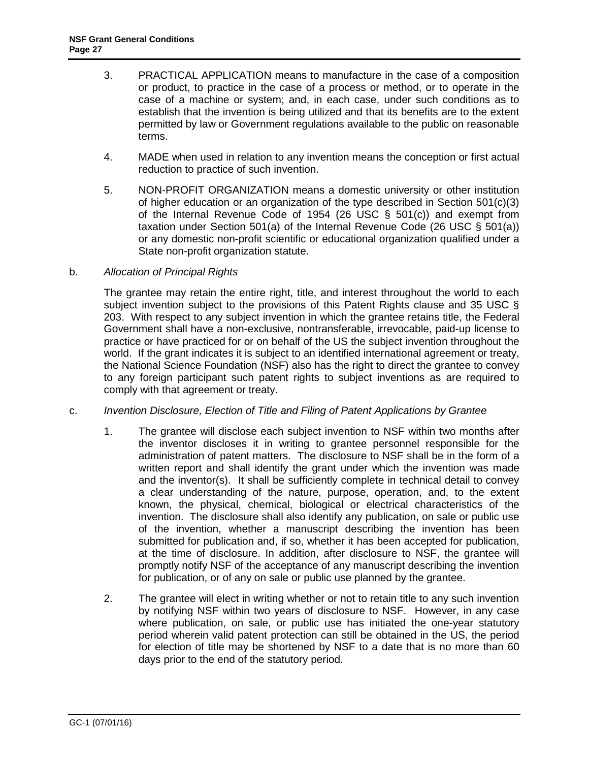3. PRACTICAL APPLICATION means to manufacture in the case of a composition or product, to practice in the case of a process or method, or to operate in the case of a machine or system; and, in each case, under such conditions as to establish that the invention is being utilized and that its benefits are to the extent permitted by law or Government regulations available to the public on reasonable terms.

4. MADE when used in relation to any invention means the conception or first actual reduction to practice of such invention.

5. NON-PROFIT ORGANIZATION means a domestic university or other institution of higher education or an organization of the type described in Section 501(c)(3) of the Internal Revenue Code of 1954 (26 USC § 501(c)) and exempt from taxation under Section 501(a) of the Internal Revenue Code (26 USC § 501(a)) or any domestic non-profit scientific or educational organization qualified under a State non-profit organization statute.

b. *Allocation of Principal Rights*

The grantee may retain the entire right, title, and interest throughout the world to each subject invention subject to the provisions of this Patent Rights clause and 35 USC § 203. With respect to any subject invention in which the grantee retains title, the Federal Government shall have a non-exclusive, nontransferable, irrevocable, paid-up license to practice or have practiced for or on behalf of the US the subject invention throughout the world. If the grant indicates it is subject to an identified international agreement or treaty, the National Science Foundation (NSF) also has the right to direct the grantee to convey to any foreign participant such patent rights to subject inventions as are required to comply with that agreement or treaty.

c. *Invention Disclosure, Election of Title and Filing of Patent Applications by Grantee*

1. The grantee will disclose each subject invention to NSF within two months after the inventor discloses it in writing to grantee personnel responsible for the administration of patent matters. The disclosure to NSF shall be in the form of a written report and shall identify the grant under which the invention was made and the inventor(s). It shall be sufficiently complete in technical detail to convey a clear understanding of the nature, purpose, operation, and, to the extent known, the physical, chemical, biological or electrical characteristics of the invention. The disclosure shall also identify any publication, on sale or public use of the invention, whether a manuscript describing the invention has been submitted for publication and, if so, whether it has been accepted for publication, at the time of disclosure. In addition, after disclosure to NSF, the grantee will promptly notify NSF of the acceptance of any manuscript describing the invention for publication, or of any on sale or public use planned by the grantee.

2. The grantee will elect in writing whether or not to retain title to any such invention by notifying NSF within two years of disclosure to NSF. However, in any case where publication, on sale, or public use has initiated the one-year statutory period wherein valid patent protection can still be obtained in the US, the period for election of title may be shortened by NSF to a date that is no more than 60 days prior to the end of the statutory period.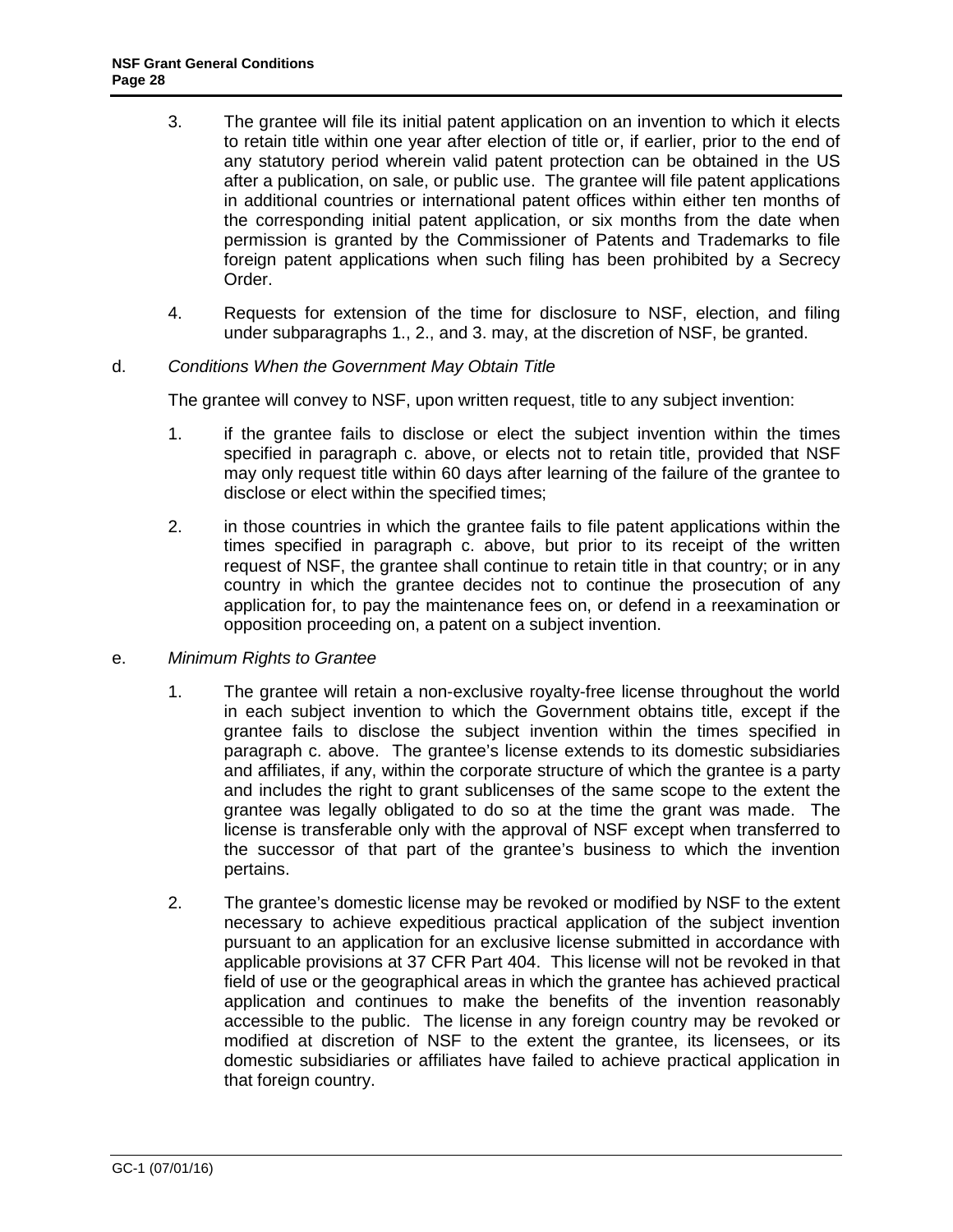3. The grantee will file its initial patent application on an invention to which it elects to retain title within one year after election of title or, if earlier, prior to the end of any statutory period wherein valid patent protection can be obtained in the US after a publication, on sale, or public use. The grantee will file patent applications in additional countries or international patent offices within either ten months of the corresponding initial patent application, or six months from the date when permission is granted by the Commissioner of Patents and Trademarks to file foreign patent applications when such filing has been prohibited by a Secrecy Order.

4. Requests for extension of the time for disclosure to NSF, election, and filing under subparagraphs 1., 2., and 3. may, at the discretion of NSF, be granted.

d. *Conditions When the Government May Obtain Title*

The grantee will convey to NSF, upon written request, title to any subject invention:

1. if the grantee fails to disclose or elect the subject invention within the times specified in paragraph c. above, or elects not to retain title, provided that NSF may only request title within 60 days after learning of the failure of the grantee to disclose or elect within the specified times;

2. in those countries in which the grantee fails to file patent applications within the times specified in paragraph c. above, but prior to its receipt of the written request of NSF, the grantee shall continue to retain title in that country; or in any country in which the grantee decides not to continue the prosecution of any application for, to pay the maintenance fees on, or defend in a reexamination or opposition proceeding on, a patent on a subject invention.

e. *Minimum Rights to Grantee*

1. The grantee will retain a non-exclusive royalty-free license throughout the world in each subject invention to which the Government obtains title, except if the grantee fails to disclose the subject invention within the times specified in paragraph c. above. The grantee's license extends to its domestic subsidiaries and affiliates, if any, within the corporate structure of which the grantee is a party and includes the right to grant sublicenses of the same scope to the extent the grantee was legally obligated to do so at the time the grant was made. The license is transferable only with the approval of NSF except when transferred to the successor of that part of the grantee's business to which the invention pertains.

2. The grantee's domestic license may be revoked or modified by NSF to the extent necessary to achieve expeditious practical application of the subject invention pursuant to an application for an exclusive license submitted in accordance with applicable provisions at 37 CFR Part 404. This license will not be revoked in that field of use or the geographical areas in which the grantee has achieved practical application and continues to make the benefits of the invention reasonably accessible to the public. The license in any foreign country may be revoked or modified at discretion of NSF to the extent the grantee, its licensees, or its domestic subsidiaries or affiliates have failed to achieve practical application in that foreign country.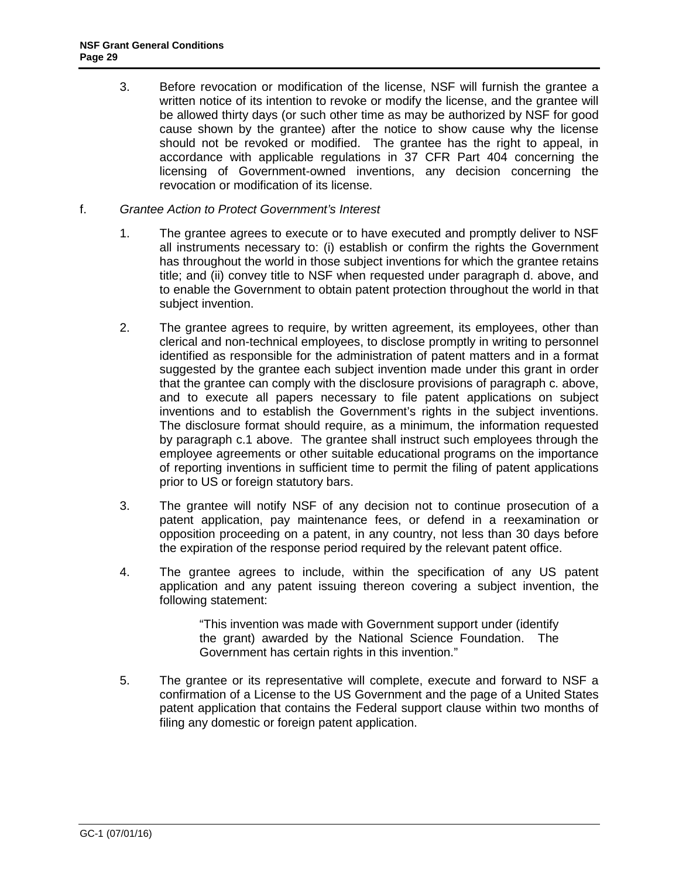3. Before revocation or modification of the license, NSF will furnish the grantee a written notice of its intention to revoke or modify the license, and the grantee will be allowed thirty days (or such other time as may be authorized by NSF for good cause shown by the grantee) after the notice to show cause why the license should not be revoked or modified. The grantee has the right to appeal, in accordance with applicable regulations in 37 CFR Part 404 concerning the licensing of Government-owned inventions, any decision concerning the revocation or modification of its license.

f. *Grantee Action to Protect Government's Interest*

1. The grantee agrees to execute or to have executed and promptly deliver to NSF all instruments necessary to: (i) establish or confirm the rights the Government has throughout the world in those subject inventions for which the grantee retains title; and (ii) convey title to NSF when requested under paragraph d. above, and to enable the Government to obtain patent protection throughout the world in that subject invention.

2. The grantee agrees to require, by written agreement, its employees, other than clerical and non-technical employees, to disclose promptly in writing to personnel identified as responsible for the administration of patent matters and in a format suggested by the grantee each subject invention made under this grant in order that the grantee can comply with the disclosure provisions of paragraph c. above, and to execute all papers necessary to file patent applications on subject inventions and to establish the Government's rights in the subject inventions. The disclosure format should require, as a minimum, the information requested by paragraph c.1 above. The grantee shall instruct such employees through the employee agreements or other suitable educational programs on the importance of reporting inventions in sufficient time to permit the filing of patent applications prior to US or foreign statutory bars.

3. The grantee will notify NSF of any decision not to continue prosecution of a patent application, pay maintenance fees, or defend in a reexamination or opposition proceeding on a patent, in any country, not less than 30 days before the expiration of the response period required by the relevant patent office.

4. The grantee agrees to include, within the specification of any US patent application and any patent issuing thereon covering a subject invention, the following statement:

> "This invention was made with Government support under (identify the grant) awarded by the National Science Foundation. The Government has certain rights in this invention."

5. The grantee or its representative will complete, execute and forward to NSF a confirmation of a License to the US Government and the page of a United States patent application that contains the Federal support clause within two months of filing any domestic or foreign patent application.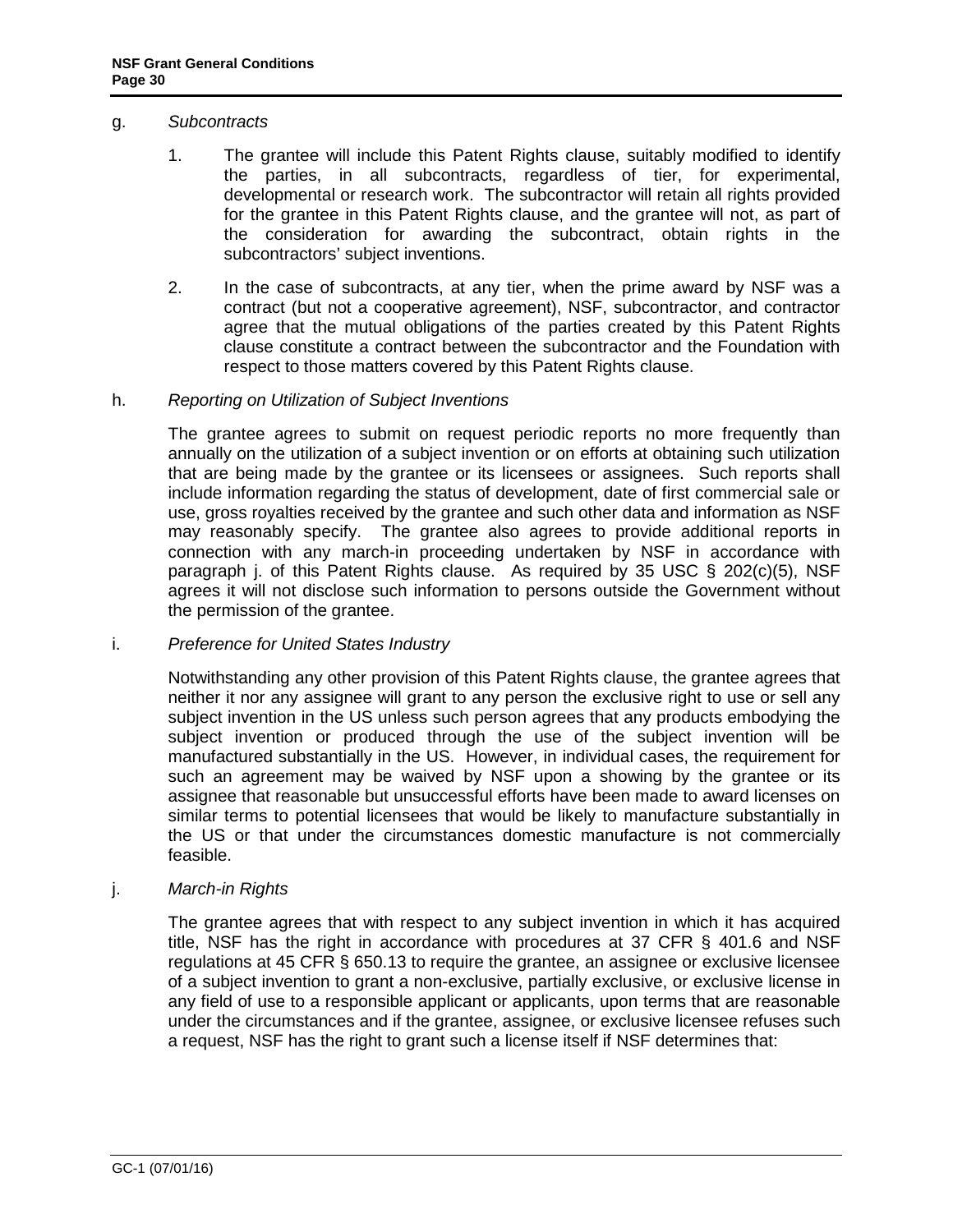g. *Subcontracts*

1. The grantee will include this Patent Rights clause, suitably modified to identify the parties, in all subcontracts, regardless of tier, for experimental, developmental or research work. The subcontractor will retain all rights provided for the grantee in this Patent Rights clause, and the grantee will not, as part of the consideration for awarding the subcontract, obtain rights in the subcontractors' subject inventions.

2. In the case of subcontracts, at any tier, when the prime award by NSF was a contract (but not a cooperative agreement), NSF, subcontractor, and contractor agree that the mutual obligations of the parties created by this Patent Rights clause constitute a contract between the subcontractor and the Foundation with respect to those matters covered by this Patent Rights clause.

h. *Reporting on Utilization of Subject Inventions*

The grantee agrees to submit on request periodic reports no more frequently than annually on the utilization of a subject invention or on efforts at obtaining such utilization that are being made by the grantee or its licensees or assignees. Such reports shall include information regarding the status of development, date of first commercial sale or use, gross royalties received by the grantee and such other data and information as NSF may reasonably specify. The grantee also agrees to provide additional reports in connection with any march-in proceeding undertaken by NSF in accordance with paragraph j. of this Patent Rights clause. As required by 35 USC § 202(c)(5), NSF agrees it will not disclose such information to persons outside the Government without the permission of the grantee.

i. *Preference for United States Industry*

Notwithstanding any other provision of this Patent Rights clause, the grantee agrees that neither it nor any assignee will grant to any person the exclusive right to use or sell any subject invention in the US unless such person agrees that any products embodying the subject invention or produced through the use of the subject invention will be manufactured substantially in the US. However, in individual cases, the requirement for such an agreement may be waived by NSF upon a showing by the grantee or its assignee that reasonable but unsuccessful efforts have been made to award licenses on similar terms to potential licensees that would be likely to manufacture substantially in the US or that under the circumstances domestic manufacture is not commercially feasible.

j. *March-in Rights*

The grantee agrees that with respect to any subject invention in which it has acquired title, NSF has the right in accordance with procedures at 37 CFR § 401.6 and NSF regulations at 45 CFR § 650.13 to require the grantee, an assignee or exclusive licensee of a subject invention to grant a non-exclusive, partially exclusive, or exclusive license in any field of use to a responsible applicant or applicants, upon terms that are reasonable under the circumstances and if the grantee, assignee, or exclusive licensee refuses such a request, NSF has the right to grant such a license itself if NSF determines that: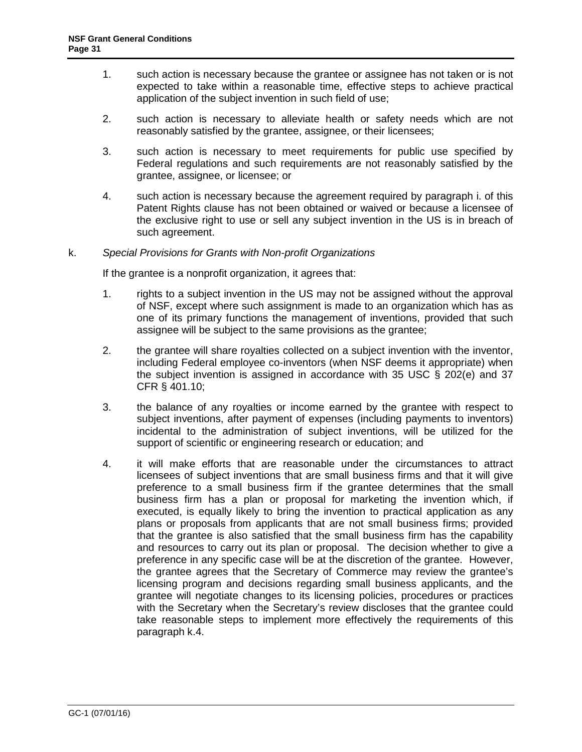1. such action is necessary because the grantee or assignee has not taken or is not expected to take within a reasonable time, effective steps to achieve practical application of the subject invention in such field of use;

2. such action is necessary to alleviate health or safety needs which are not reasonably satisfied by the grantee, assignee, or their licensees;

3. such action is necessary to meet requirements for public use specified by Federal regulations and such requirements are not reasonably satisfied by the grantee, assignee, or licensee; or

4. such action is necessary because the agreement required by paragraph i. of this Patent Rights clause has not been obtained or waived or because a licensee of the exclusive right to use or sell any subject invention in the US is in breach of such agreement.

k. *Special Provisions for Grants with Non-profit Organizations*

If the grantee is a nonprofit organization, it agrees that:

1. rights to a subject invention in the US may not be assigned without the approval of NSF, except where such assignment is made to an organization which has as one of its primary functions the management of inventions, provided that such assignee will be subject to the same provisions as the grantee;

2. the grantee will share royalties collected on a subject invention with the inventor, including Federal employee co-inventors (when NSF deems it appropriate) when the subject invention is assigned in accordance with 35 USC § 202(e) and 37 CFR § 401.10;

3. the balance of any royalties or income earned by the grantee with respect to subject inventions, after payment of expenses (including payments to inventors) incidental to the administration of subject inventions, will be utilized for the support of scientific or engineering research or education; and

4. it will make efforts that are reasonable under the circumstances to attract licensees of subject inventions that are small business firms and that it will give preference to a small business firm if the grantee determines that the small business firm has a plan or proposal for marketing the invention which, if executed, is equally likely to bring the invention to practical application as any plans or proposals from applicants that are not small business firms; provided that the grantee is also satisfied that the small business firm has the capability and resources to carry out its plan or proposal. The decision whether to give a preference in any specific case will be at the discretion of the grantee. However, the grantee agrees that the Secretary of Commerce may review the grantee's licensing program and decisions regarding small business applicants, and the grantee will negotiate changes to its licensing policies, procedures or practices with the Secretary when the Secretary's review discloses that the grantee could take reasonable steps to implement more effectively the requirements of this paragraph k.4.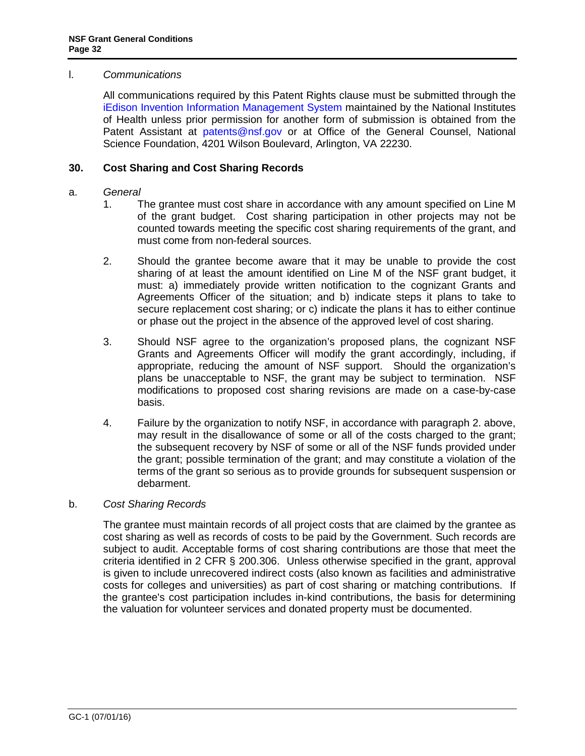l. *Communications*

All communications required by this Patent Rights clause must be submitted through the iEdison Invention Information Management System maintained by the National Institutes of Health unless prior permission for another form of submission is obtained from the Patent Assistant at patents@nsf.gov or at Office of the General Counsel, National Science Foundation, 4201 Wilson Boulevard, Arlington, VA 22230.

## 30. Cost Sharing and Cost Sharing Records

a. *General*

1. The grantee must cost share in accordance with any amount specified on Line M of the grant budget. Cost sharing participation in other projects may not be counted towards meeting the specific cost sharing requirements of the grant, and must come from non-federal sources.

2. Should the grantee become aware that it may be unable to provide the cost sharing of at least the amount identified on Line M of the NSF grant budget, it must: a) immediately provide written notification to the cognizant Grants and Agreements Officer of the situation; and b) indicate steps it plans to take to secure replacement cost sharing; or c) indicate the plans it has to either continue or phase out the project in the absence of the approved level of cost sharing.

3. Should NSF agree to the organization's proposed plans, the cognizant NSF Grants and Agreements Officer will modify the grant accordingly, including, if appropriate, reducing the amount of NSF support. Should the organization's plans be unacceptable to NSF, the grant may be subject to termination. NSF modifications to proposed cost sharing revisions are made on a case-by-case basis.

4. Failure by the organization to notify NSF, in accordance with paragraph 2. above, may result in the disallowance of some or all of the costs charged to the grant; the subsequent recovery by NSF of some or all of the NSF funds provided under the grant; possible termination of the grant; and may constitute a violation of the terms of the grant so serious as to provide grounds for subsequent suspension or debarment.

b. *Cost Sharing Records*

The grantee must maintain records of all project costs that are claimed by the grantee as cost sharing as well as records of costs to be paid by the Government. Such records are subject to audit. Acceptable forms of cost sharing contributions are those that meet the criteria identified in 2 CFR § 200.306. Unless otherwise specified in the grant, approval is given to include unrecovered indirect costs (also known as facilities and administrative costs for colleges and universities) as part of cost sharing or matching contributions. If the grantee's cost participation includes in-kind contributions, the basis for determining the valuation for volunteer services and donated property must be documented.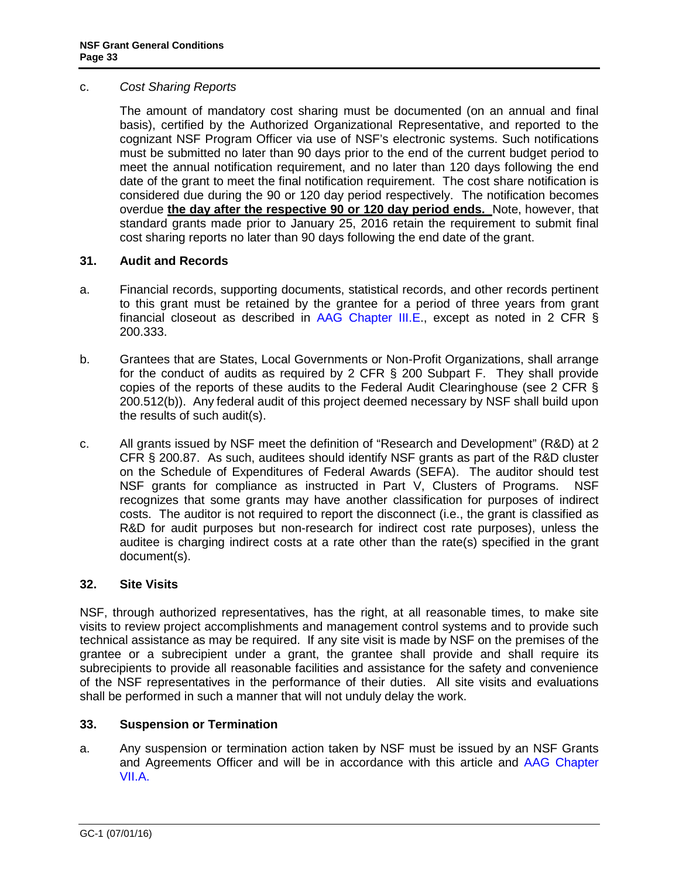c. *Cost Sharing Reports*

The amount of mandatory cost sharing must be documented (on an annual and final basis), certified by the Authorized Organizational Representative, and reported to the cognizant NSF Program Officer via use of NSF's electronic systems. Such notifications must be submitted no later than 90 days prior to the end of the current budget period to meet the annual notification requirement, and no later than 120 days following the end date of the grant to meet the final notification requirement. The cost share notification is considered due during the 90 or 120 day period respectively. The notification becomes overdue **the day after the respective 90 or 120 day period ends.** Note, however, that standard grants made prior to January 25, 2016 retain the requirement to submit final cost sharing reports no later than 90 days following the end date of the grant.

## 31. Audit and Records

a. Financial records, supporting documents, statistical records, and other records pertinent to this grant must be retained by the grantee for a period of three years from grant financial closeout as described in AAG Chapter III.E., except as noted in 2 CFR § 200.333.

b. Grantees that are States, Local Governments or Non-Profit Organizations, shall arrange for the conduct of audits as required by 2 CFR § 200 Subpart F. They shall provide copies of the reports of these audits to the Federal Audit Clearinghouse (see 2 CFR § 200.512(b)). Any federal audit of this project deemed necessary by NSF shall build upon the results of such audit(s).

c. All grants issued by NSF meet the definition of "Research and Development" (R&D) at 2 CFR § 200.87. As such, auditees should identify NSF grants as part of the R&D cluster on the Schedule of Expenditures of Federal Awards (SEFA). The auditor should test NSF grants for compliance as instructed in Part V, Clusters of Programs. NSF recognizes that some grants may have another classification for purposes of indirect costs. The auditor is not required to report the disconnect (i.e., the grant is classified as R&D for audit purposes but non-research for indirect cost rate purposes), unless the auditee is charging indirect costs at a rate other than the rate(s) specified in the grant document(s).

## 32. Site Visits

NSF, through authorized representatives, has the right, at all reasonable times, to make site visits to review project accomplishments and management control systems and to provide such technical assistance as may be required. If any site visit is made by NSF on the premises of the grantee or a subrecipient under a grant, the grantee shall provide and shall require its subrecipients to provide all reasonable facilities and assistance for the safety and convenience of the NSF representatives in the performance of their duties. All site visits and evaluations shall be performed in such a manner that will not unduly delay the work.

## 33. Suspension or Termination

a. Any suspension or termination action taken by NSF must be issued by an NSF Grants and Agreements Officer and will be in accordance with this article and AAG Chapter VII.A.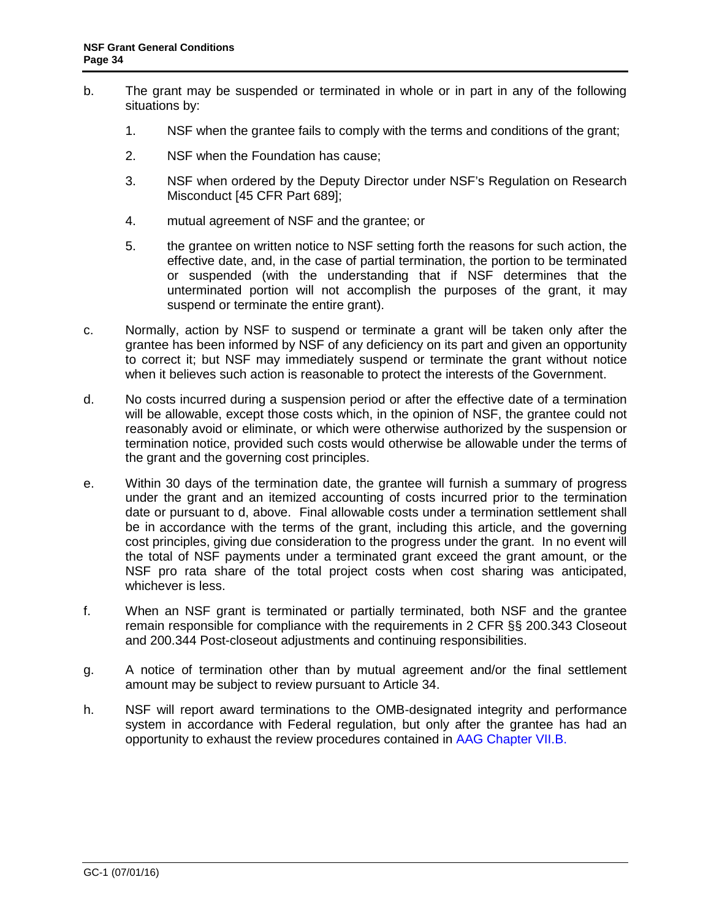b. The grant may be suspended or terminated in whole or in part in any of the following situations by:

    1. NSF when the grantee fails to comply with the terms and conditions of the grant;

    2. NSF when the Foundation has cause;

    3. NSF when ordered by the Deputy Director under NSF's Regulation on Research Misconduct [45 CFR Part 689];

    4. mutual agreement of NSF and the grantee; or

    5. the grantee on written notice to NSF setting forth the reasons for such action, the effective date, and, in the case of partial termination, the portion to be terminated or suspended (with the understanding that if NSF determines that the unterminated portion will not accomplish the purposes of the grant, it may suspend or terminate the entire grant).

c. Normally, action by NSF to suspend or terminate a grant will be taken only after the grantee has been informed by NSF of any deficiency on its part and given an opportunity to correct it; but NSF may immediately suspend or terminate the grant without notice when it believes such action is reasonable to protect the interests of the Government.

d. No costs incurred during a suspension period or after the effective date of a termination will be allowable, except those costs which, in the opinion of NSF, the grantee could not reasonably avoid or eliminate, or which were otherwise authorized by the suspension or termination notice, provided such costs would otherwise be allowable under the terms of the grant and the governing cost principles.

e. Within 30 days of the termination date, the grantee will furnish a summary of progress under the grant and an itemized accounting of costs incurred prior to the termination date or pursuant to d, above. Final allowable costs under a termination settlement shall be in accordance with the terms of the grant, including this article, and the governing cost principles, giving due consideration to the progress under the grant. In no event will the total of NSF payments under a terminated grant exceed the grant amount, or the NSF pro rata share of the total project costs when cost sharing was anticipated, whichever is less.

f. When an NSF grant is terminated or partially terminated, both NSF and the grantee remain responsible for compliance with the requirements in 2 CFR §§ 200.343 Closeout and 200.344 Post-closeout adjustments and continuing responsibilities.

g. A notice of termination other than by mutual agreement and/or the final settlement amount may be subject to review pursuant to Article 34.

h. NSF will report award terminations to the OMB-designated integrity and performance system in accordance with Federal regulation, but only after the grantee has had an opportunity to exhaust the review procedures contained in AAG Chapter VII.B.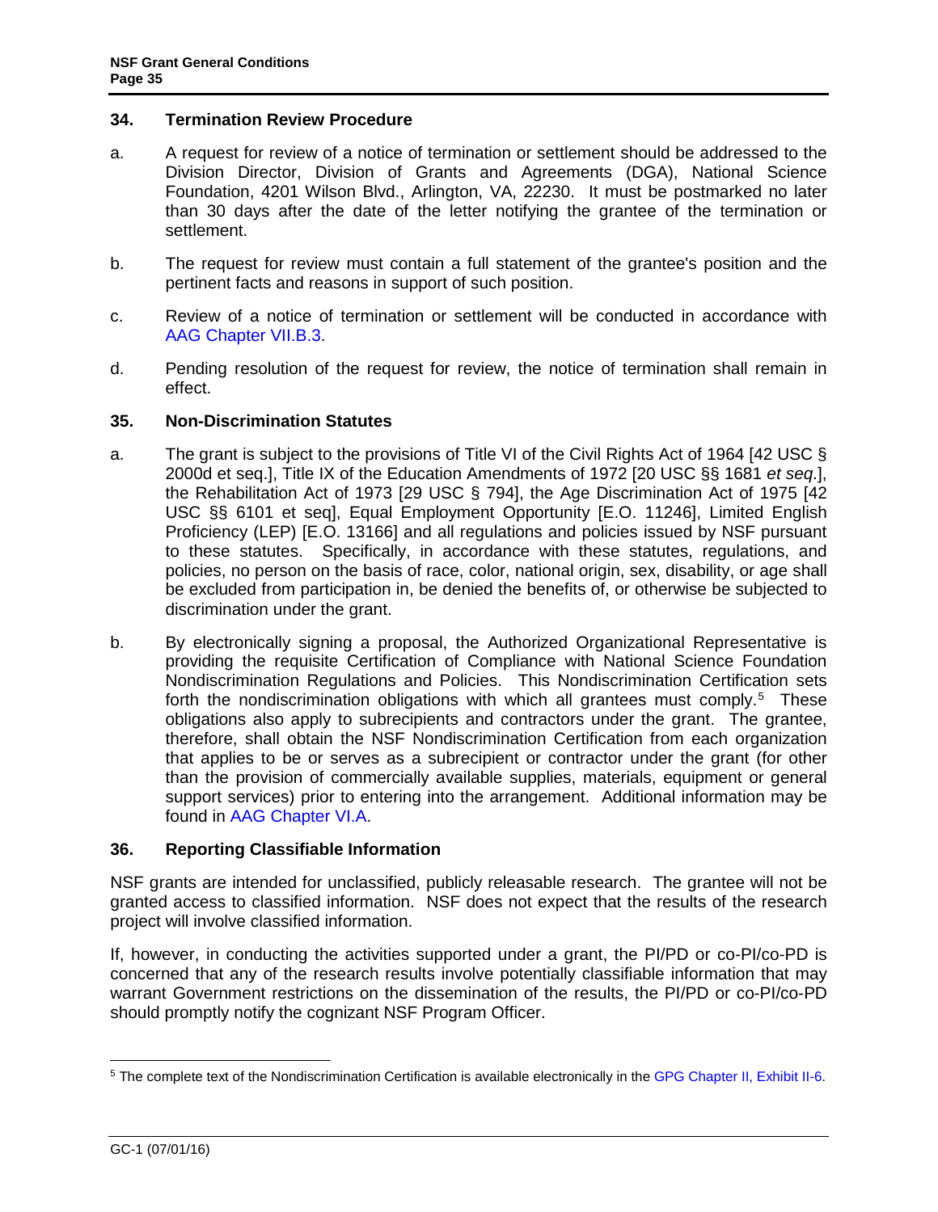### 34. Termination Review Procedure

a. A request for review of a notice of termination or settlement should be addressed to the Division Director, Division of Grants and Agreements (DGA), National Science Foundation, 4201 Wilson Blvd., Arlington, VA, 22230. It must be postmarked no later than 30 days after the date of the letter notifying the grantee of the termination or settlement.

b. The request for review must contain a full statement of the grantee's position and the pertinent facts and reasons in support of such position.

c. Review of a notice of termination or settlement will be conducted in accordance with AAG Chapter VII.B.3.

d. Pending resolution of the request for review, the notice of termination shall remain in effect.

### 35. Non-Discrimination Statutes

a. The grant is subject to the provisions of Title VI of the Civil Rights Act of 1964 [42 USC § 2000d et seq.], Title IX of the Education Amendments of 1972 [20 USC §§ 1681 *et seq*.], the Rehabilitation Act of 1973 [29 USC § 794], the Age Discrimination Act of 1975 [42 USC §§ 6101 et seq], Equal Employment Opportunity [E.O. 11246], Limited English Proficiency (LEP) [E.O. 13166] and all regulations and policies issued by NSF pursuant to these statutes. Specifically, in accordance with these statutes, regulations, and policies, no person on the basis of race, color, national origin, sex, disability, or age shall be excluded from participation in, be denied the benefits of, or otherwise be subjected to discrimination under the grant.

b. By electronically signing a proposal, the Authorized Organizational Representative is providing the requisite Certification of Compliance with National Science Foundation Nondiscrimination Regulations and Policies. This Nondiscrimination Certification sets forth the nondiscrimination obligations with which all grantees must comply.[5] These obligations also apply to subrecipients and contractors under the grant. The grantee, therefore, shall obtain the NSF Nondiscrimination Certification from each organization that applies to be or serves as a subrecipient or contractor under the grant (for other than the provision of commercially available supplies, materials, equipment or general support services) prior to entering into the arrangement. Additional information may be found in AAG Chapter VI.A.

### 36. Reporting Classifiable Information

NSF grants are intended for unclassified, publicly releasable research. The grantee will not be granted access to classified information. NSF does not expect that the results of the research project will involve classified information.

If, however, in conducting the activities supported under a grant, the PI/PD or co-PI/co-PD is concerned that any of the research results involve potentially classifiable information that may warrant Government restrictions on the dissemination of the results, the PI/PD or co-PI/co-PD should promptly notify the cognizant NSF Program Officer.

---

[5] The complete text of the Nondiscrimination Certification is available electronically in the GPG Chapter II, Exhibit II-6.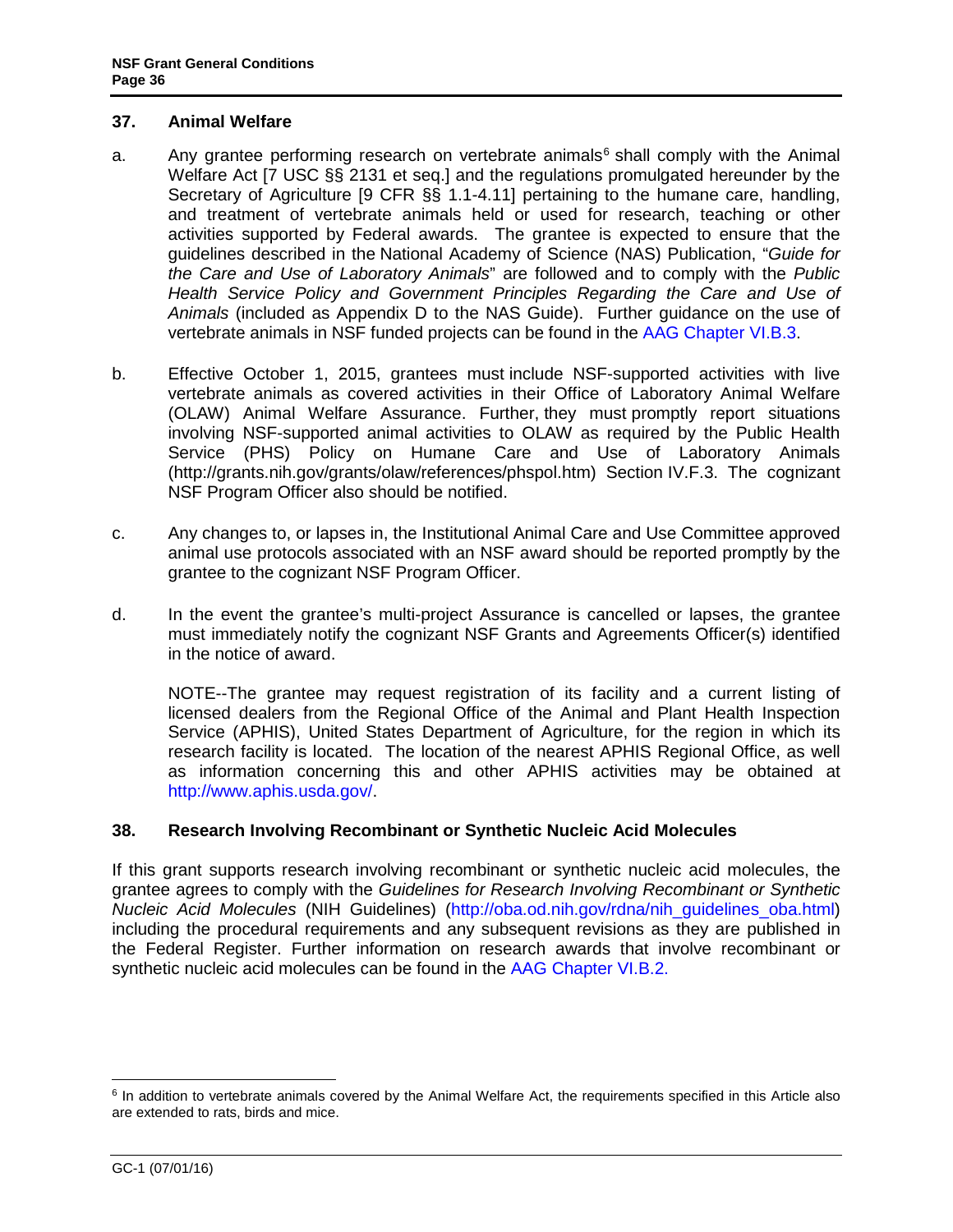## 37. Animal Welfare

a. Any grantee performing research on vertebrate animals[6] shall comply with the Animal Welfare Act [7 USC §§ 2131 et seq.] and the regulations promulgated hereunder by the Secretary of Agriculture [9 CFR §§ 1.1-4.11] pertaining to the humane care, handling, and treatment of vertebrate animals held or used for research, teaching or other activities supported by Federal awards. The grantee is expected to ensure that the guidelines described in the National Academy of Science (NAS) Publication, "*Guide for the Care and Use of Laboratory Animals*" are followed and to comply with the *Public Health Service Policy and Government Principles Regarding the Care and Use of Animals* (included as Appendix D to the NAS Guide). Further guidance on the use of vertebrate animals in NSF funded projects can be found in the AAG Chapter VI.B.3.

b. Effective October 1, 2015, grantees must include NSF-supported activities with live vertebrate animals as covered activities in their Office of Laboratory Animal Welfare (OLAW) Animal Welfare Assurance. Further, they must promptly report situations involving NSF-supported animal activities to OLAW as required by the Public Health Service (PHS) Policy on Humane Care and Use of Laboratory Animals (http://grants.nih.gov/grants/olaw/references/phspol.htm) Section IV.F.3. The cognizant NSF Program Officer also should be notified.

c. Any changes to, or lapses in, the Institutional Animal Care and Use Committee approved animal use protocols associated with an NSF award should be reported promptly by the grantee to the cognizant NSF Program Officer.

d. In the event the grantee's multi-project Assurance is cancelled or lapses, the grantee must immediately notify the cognizant NSF Grants and Agreements Officer(s) identified in the notice of award.

NOTE--The grantee may request registration of its facility and a current listing of licensed dealers from the Regional Office of the Animal and Plant Health Inspection Service (APHIS), United States Department of Agriculture, for the region in which its research facility is located. The location of the nearest APHIS Regional Office, as well as information concerning this and other APHIS activities may be obtained at http://www.aphis.usda.gov/.

## 38. Research Involving Recombinant or Synthetic Nucleic Acid Molecules

If this grant supports research involving recombinant or synthetic nucleic acid molecules, the grantee agrees to comply with the *Guidelines for Research Involving Recombinant or Synthetic Nucleic Acid Molecules* (NIH Guidelines) (http://oba.od.nih.gov/rdna/nih_guidelines_oba.html) including the procedural requirements and any subsequent revisions as they are published in the Federal Register. Further information on research awards that involve recombinant or synthetic nucleic acid molecules can be found in the AAG Chapter VI.B.2.

---

[6] In addition to vertebrate animals covered by the Animal Welfare Act, the requirements specified in this Article also are extended to rats, birds and mice.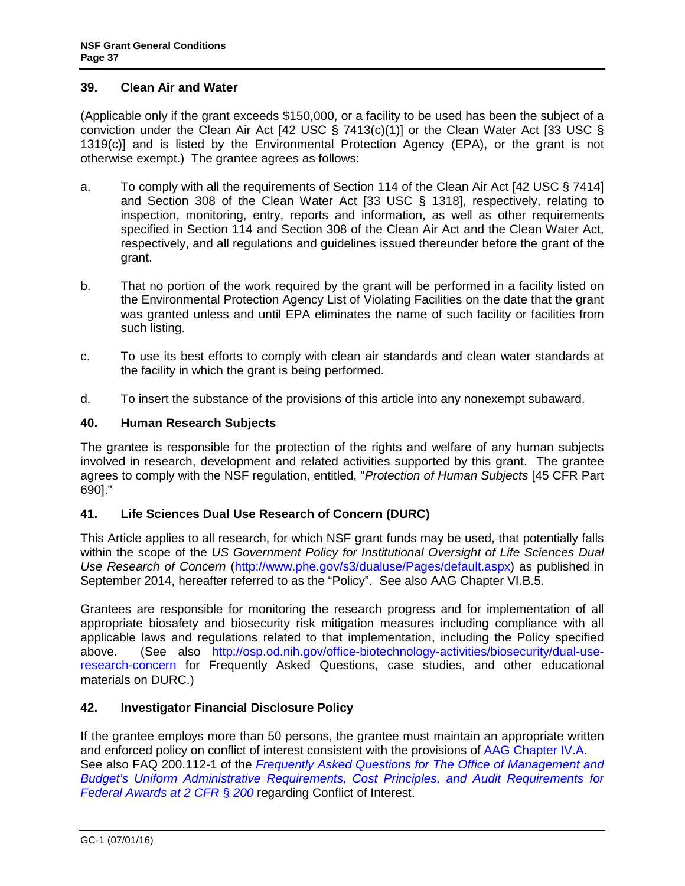## 39. Clean Air and Water

(Applicable only if the grant exceeds $150,000, or a facility to be used has been the subject of a conviction under the Clean Air Act [42 USC § 7413(c)(1)] or the Clean Water Act [33 USC § 1319(c)] and is listed by the Environmental Protection Agency (EPA), or the grant is not otherwise exempt.) The grantee agrees as follows:

a. To comply with all the requirements of Section 114 of the Clean Air Act [42 USC § 7414] and Section 308 of the Clean Water Act [33 USC § 1318], respectively, relating to inspection, monitoring, entry, reports and information, as well as other requirements specified in Section 114 and Section 308 of the Clean Air Act and the Clean Water Act, respectively, and all regulations and guidelines issued thereunder before the grant of the grant.

b. That no portion of the work required by the grant will be performed in a facility listed on the Environmental Protection Agency List of Violating Facilities on the date that the grant was granted unless and until EPA eliminates the name of such facility or facilities from such listing.

c. To use its best efforts to comply with clean air standards and clean water standards at the facility in which the grant is being performed.

d. To insert the substance of the provisions of this article into any nonexempt subaward.

## 40. Human Research Subjects

The grantee is responsible for the protection of the rights and welfare of any human subjects involved in research, development and related activities supported by this grant. The grantee agrees to comply with the NSF regulation, entitled, "*Protection of Human Subjects* [45 CFR Part 690]."

## 41. Life Sciences Dual Use Research of Concern (DURC)

This Article applies to all research, for which NSF grant funds may be used, that potentially falls within the scope of the *US Government Policy for Institutional Oversight of Life Sciences Dual Use Research of Concern* (http://www.phe.gov/s3/dualuse/Pages/default.aspx) as published in September 2014, hereafter referred to as the "Policy". See also AAG Chapter VI.B.5.

Grantees are responsible for monitoring the research progress and for implementation of all appropriate biosafety and biosecurity risk mitigation measures including compliance with all applicable laws and regulations related to that implementation, including the Policy specified above. (See also http://osp.od.nih.gov/office-biotechnology-activities/biosecurity/dual-use-research-concern for Frequently Asked Questions, case studies, and other educational materials on DURC.)

## 42. Investigator Financial Disclosure Policy

If the grantee employs more than 50 persons, the grantee must maintain an appropriate written and enforced policy on conflict of interest consistent with the provisions of AAG Chapter IV.A. See also FAQ 200.112-1 of the *Frequently Asked Questions for The Office of Management and Budget's Uniform Administrative Requirements, Cost Principles, and Audit Requirements for Federal Awards at 2 CFR § 200* regarding Conflict of Interest.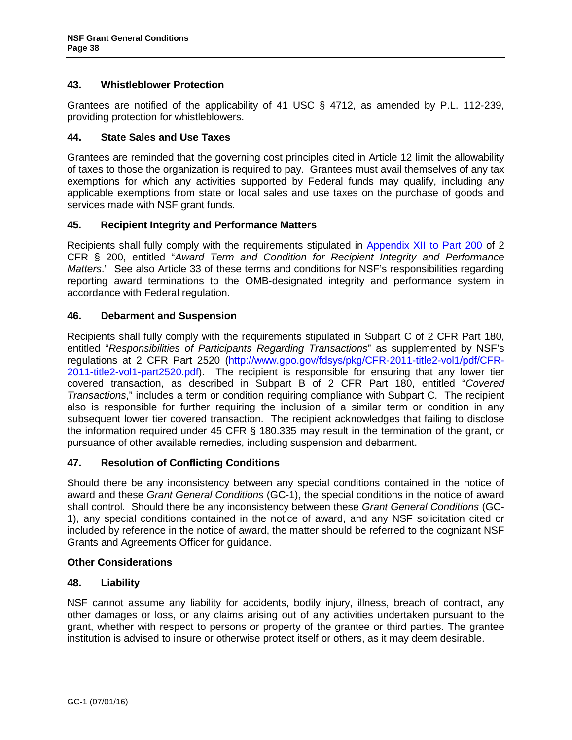### 43. Whistleblower Protection

Grantees are notified of the applicability of 41 USC § 4712, as amended by P.L. 112-239, providing protection for whistleblowers.

### 44. State Sales and Use Taxes

Grantees are reminded that the governing cost principles cited in Article 12 limit the allowability of taxes to those the organization is required to pay. Grantees must avail themselves of any tax exemptions for which any activities supported by Federal funds may qualify, including any applicable exemptions from state or local sales and use taxes on the purchase of goods and services made with NSF grant funds.

### 45. Recipient Integrity and Performance Matters

Recipients shall fully comply with the requirements stipulated in Appendix XII to Part 200 of 2 CFR § 200, entitled "*Award Term and Condition for Recipient Integrity and Performance Matters*." See also Article 33 of these terms and conditions for NSF's responsibilities regarding reporting award terminations to the OMB-designated integrity and performance system in accordance with Federal regulation.

### 46. Debarment and Suspension

Recipients shall fully comply with the requirements stipulated in Subpart C of 2 CFR Part 180, entitled "*Responsibilities of Participants Regarding Transactions*" as supplemented by NSF's regulations at 2 CFR Part 2520 (http://www.gpo.gov/fdsys/pkg/CFR-2011-title2-vol1/pdf/CFR-2011-title2-vol1-part2520.pdf). The recipient is responsible for ensuring that any lower tier covered transaction, as described in Subpart B of 2 CFR Part 180, entitled "*Covered Transactions*," includes a term or condition requiring compliance with Subpart C. The recipient also is responsible for further requiring the inclusion of a similar term or condition in any subsequent lower tier covered transaction. The recipient acknowledges that failing to disclose the information required under 45 CFR § 180.335 may result in the termination of the grant, or pursuance of other available remedies, including suspension and debarment.

### 47. Resolution of Conflicting Conditions

Should there be any inconsistency between any special conditions contained in the notice of award and these *Grant General Conditions* (GC-1), the special conditions in the notice of award shall control. Should there be any inconsistency between these *Grant General Conditions* (GC-1), any special conditions contained in the notice of award, and any NSF solicitation cited or included by reference in the notice of award, the matter should be referred to the cognizant NSF Grants and Agreements Officer for guidance.

## Other Considerations

### 48. Liability

NSF cannot assume any liability for accidents, bodily injury, illness, breach of contract, any other damages or loss, or any claims arising out of any activities undertaken pursuant to the grant, whether with respect to persons or property of the grantee or third parties. The grantee institution is advised to insure or otherwise protect itself or others, as it may deem desirable.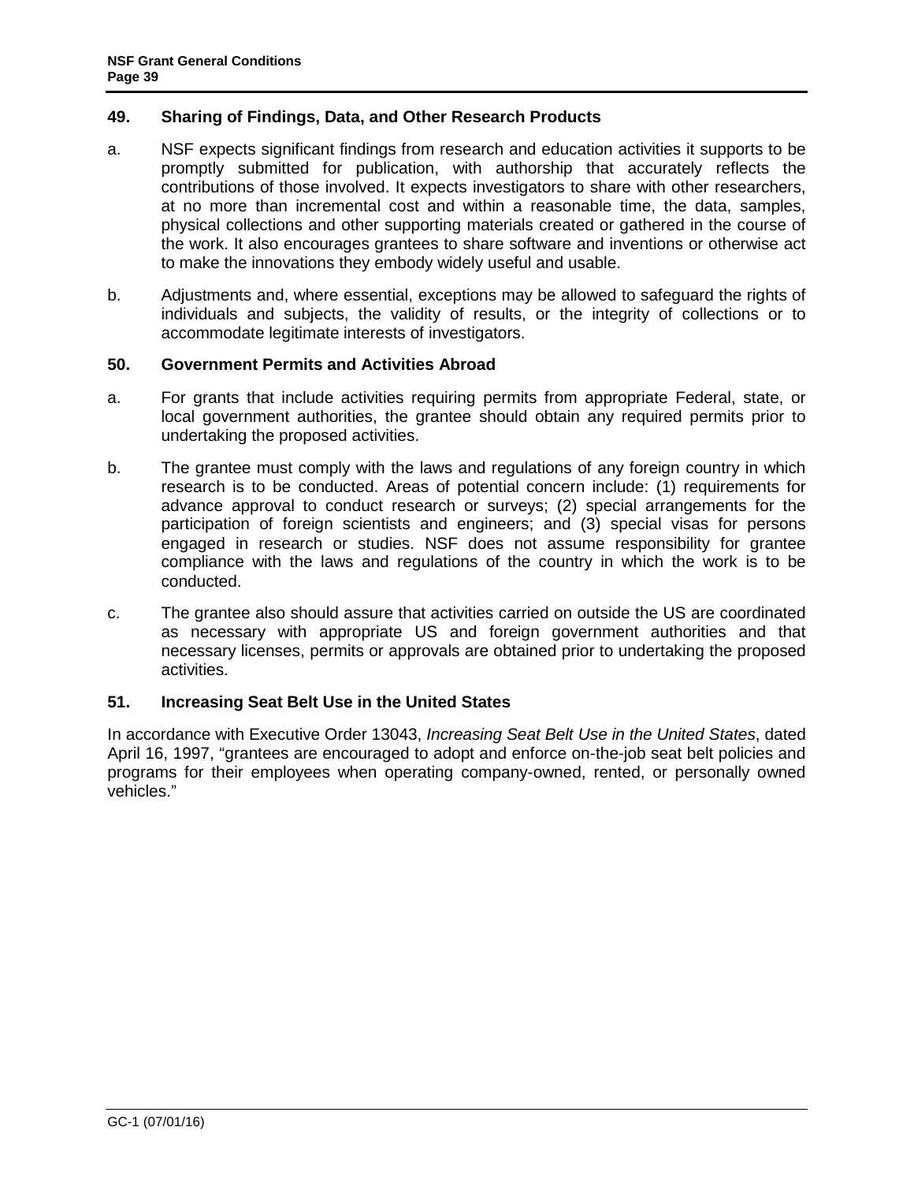### 49. Sharing of Findings, Data, and Other Research Products

a. NSF expects significant findings from research and education activities it supports to be promptly submitted for publication, with authorship that accurately reflects the contributions of those involved. It expects investigators to share with other researchers, at no more than incremental cost and within a reasonable time, the data, samples, physical collections and other supporting materials created or gathered in the course of the work. It also encourages grantees to share software and inventions or otherwise act to make the innovations they embody widely useful and usable.

b. Adjustments and, where essential, exceptions may be allowed to safeguard the rights of individuals and subjects, the validity of results, or the integrity of collections or to accommodate legitimate interests of investigators.

### 50. Government Permits and Activities Abroad

a. For grants that include activities requiring permits from appropriate Federal, state, or local government authorities, the grantee should obtain any required permits prior to undertaking the proposed activities.

b. The grantee must comply with the laws and regulations of any foreign country in which research is to be conducted. Areas of potential concern include: (1) requirements for advance approval to conduct research or surveys; (2) special arrangements for the participation of foreign scientists and engineers; and (3) special visas for persons engaged in research or studies. NSF does not assume responsibility for grantee compliance with the laws and regulations of the country in which the work is to be conducted.

c. The grantee also should assure that activities carried on outside the US are coordinated as necessary with appropriate US and foreign government authorities and that necessary licenses, permits or approvals are obtained prior to undertaking the proposed activities.

### 51. Increasing Seat Belt Use in the United States

In accordance with Executive Order 13043, *Increasing Seat Belt Use in the United States*, dated April 16, 1997, "grantees are encouraged to adopt and enforce on-the-job seat belt policies and programs for their employees when operating company-owned, rented, or personally owned vehicles."